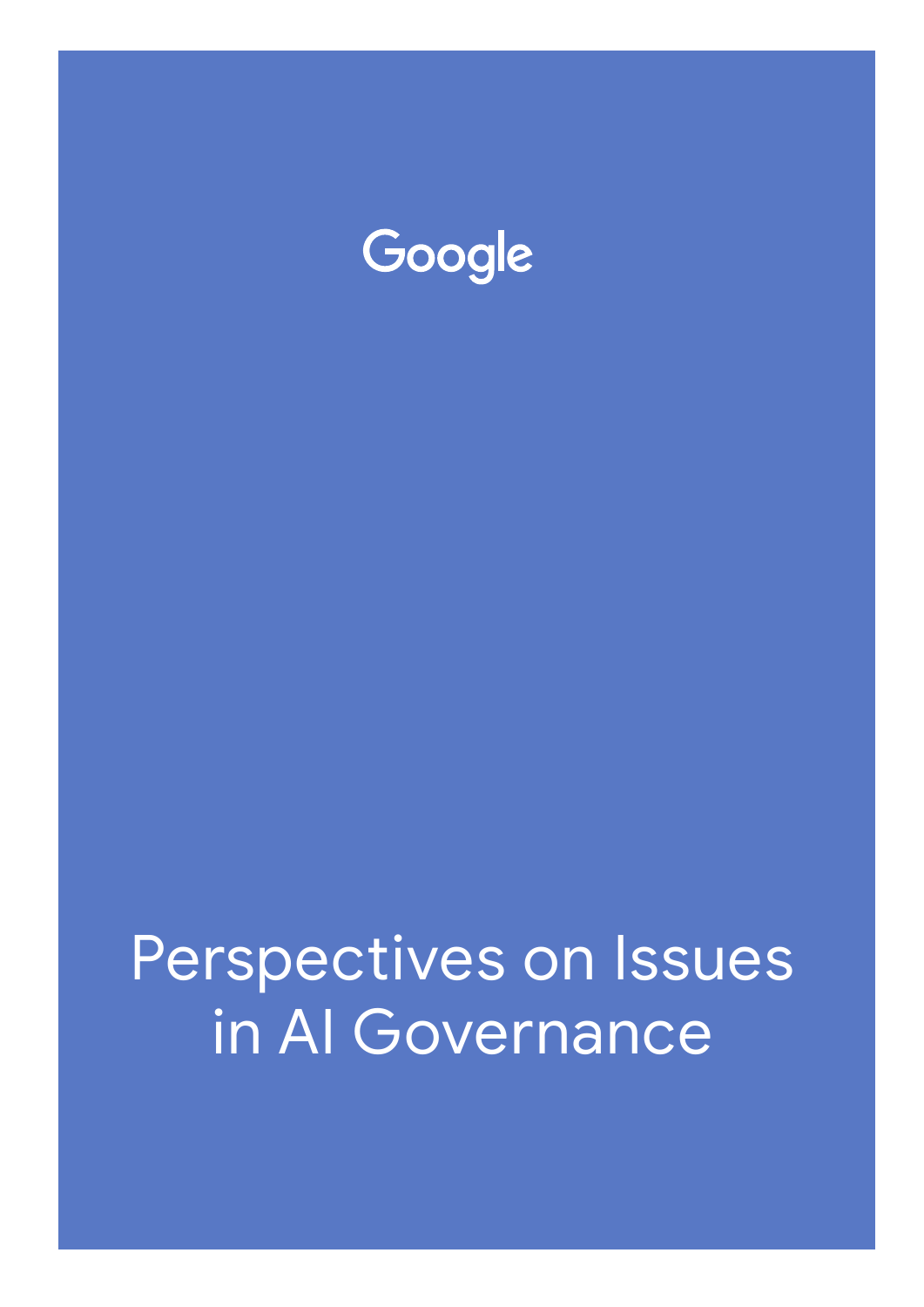Google

# Perspectives on Issues in AI Governance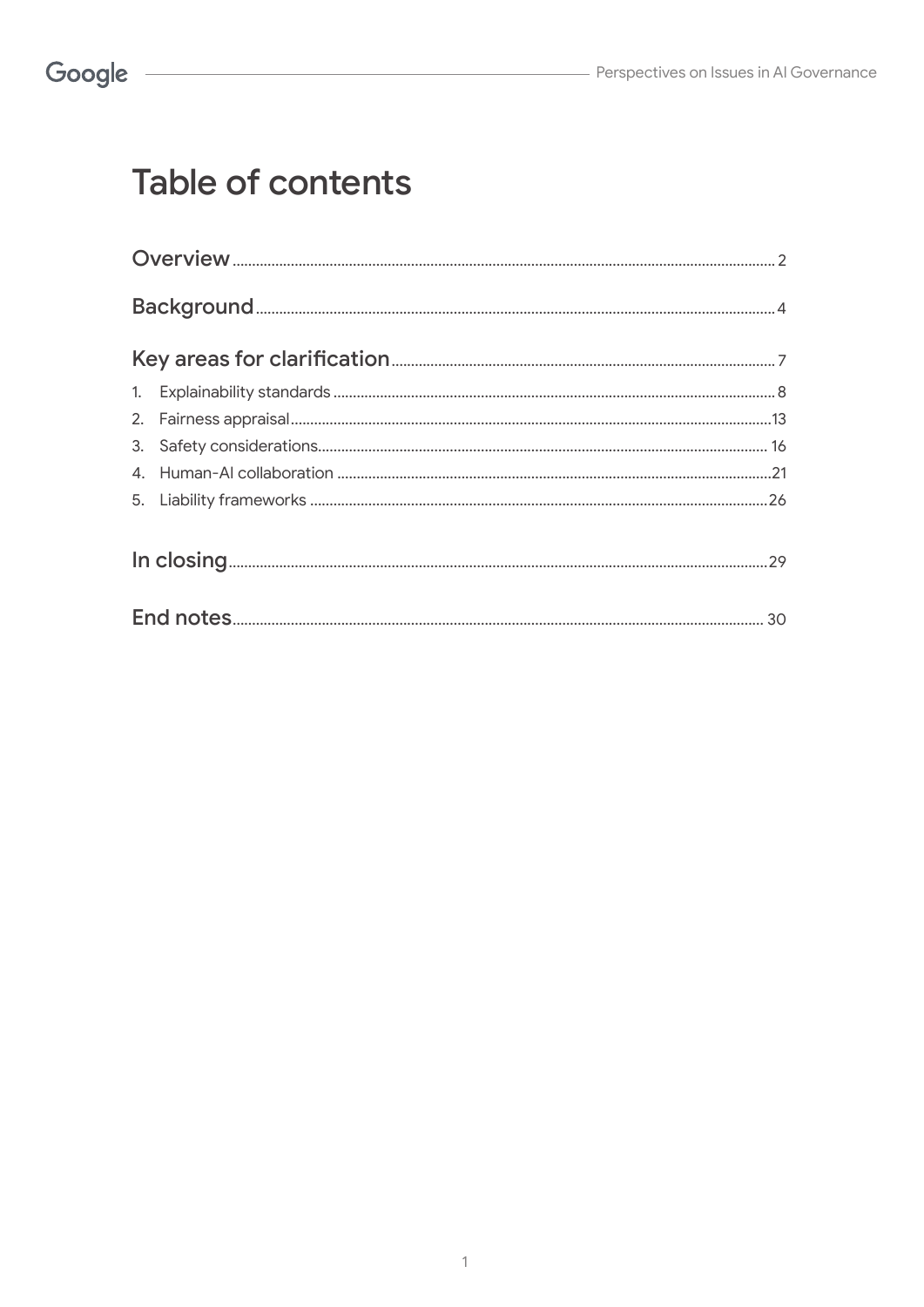# Table of contents

| | |
|---|---|
| **Overview** | 2 |
| **Background** | 4 |
| **Key areas for clarification** | 7 |
| 1. Explainability standards | 8 |
| 2. Fairness appraisal | 13 |
| 3. Safety considerations | 16 |
| 4. Human-AI collaboration | 21 |
| 5. Liability frameworks | 26 |
| **In closing** | 29 |
| **End notes** | 30 |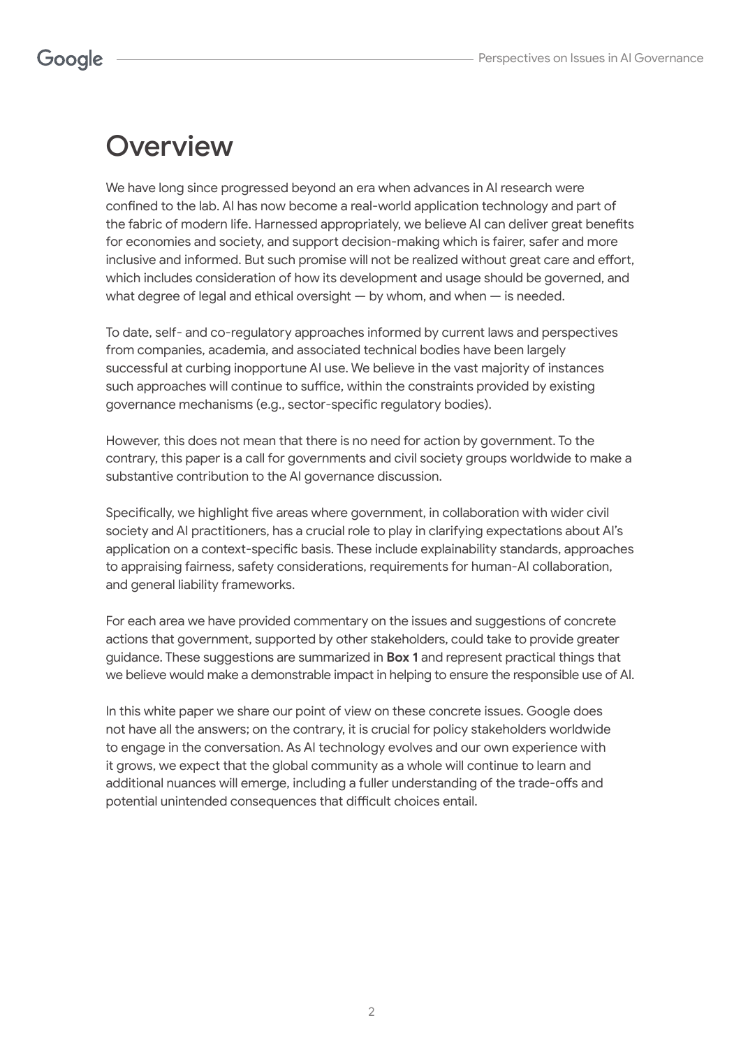# Overview

We have long since progressed beyond an era when advances in AI research were confined to the lab. AI has now become a real-world application technology and part of the fabric of modern life. Harnessed appropriately, we believe AI can deliver great benefits for economies and society, and support decision-making which is fairer, safer and more inclusive and informed. But such promise will not be realized without great care and effort, which includes consideration of how its development and usage should be governed, and what degree of legal and ethical oversight — by whom, and when — is needed.

To date, self- and co-regulatory approaches informed by current laws and perspectives from companies, academia, and associated technical bodies have been largely successful at curbing inopportune AI use. We believe in the vast majority of instances such approaches will continue to suffice, within the constraints provided by existing governance mechanisms (e.g., sector-specific regulatory bodies).

However, this does not mean that there is no need for action by government. To the contrary, this paper is a call for governments and civil society groups worldwide to make a substantive contribution to the AI governance discussion.

Specifically, we highlight five areas where government, in collaboration with wider civil society and AI practitioners, has a crucial role to play in clarifying expectations about AI's application on a context-specific basis. These include explainability standards, approaches to appraising fairness, safety considerations, requirements for human-AI collaboration, and general liability frameworks.

For each area we have provided commentary on the issues and suggestions of concrete actions that government, supported by other stakeholders, could take to provide greater guidance. These suggestions are summarized in **Box 1** and represent practical things that we believe would make a demonstrable impact in helping to ensure the responsible use of AI.

In this white paper we share our point of view on these concrete issues. Google does not have all the answers; on the contrary, it is crucial for policy stakeholders worldwide to engage in the conversation. As AI technology evolves and our own experience with it grows, we expect that the global community as a whole will continue to learn and additional nuances will emerge, including a fuller understanding of the trade-offs and potential unintended consequences that difficult choices entail.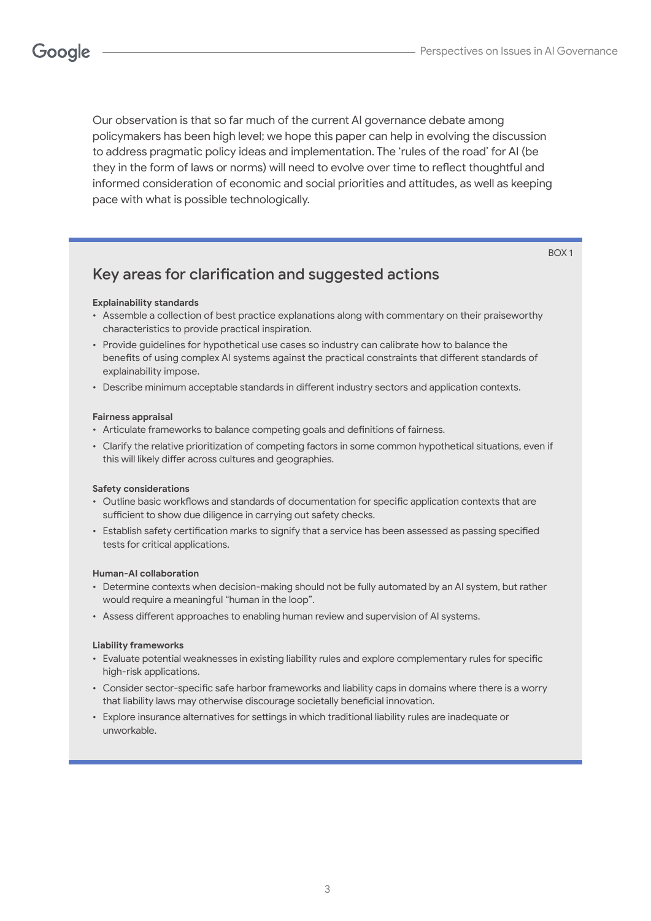Our observation is that so far much of the current AI governance debate among policymakers has been high level; we hope this paper can help in evolving the discussion to address pragmatic policy ideas and implementation. The 'rules of the road' for AI (be they in the form of laws or norms) will need to evolve over time to reflect thoughtful and informed consideration of economic and social priorities and attitudes, as well as keeping pace with what is possible technologically.

BOX 1

## Key areas for clarification and suggested actions

**Explainability standards**

- Assemble a collection of best practice explanations along with commentary on their praiseworthy characteristics to provide practical inspiration.
- Provide guidelines for hypothetical use cases so industry can calibrate how to balance the benefits of using complex AI systems against the practical constraints that different standards of explainability impose.
- Describe minimum acceptable standards in different industry sectors and application contexts.

**Fairness appraisal**

- Articulate frameworks to balance competing goals and definitions of fairness.
- Clarify the relative prioritization of competing factors in some common hypothetical situations, even if this will likely differ across cultures and geographies.

**Safety considerations**

- Outline basic workflows and standards of documentation for specific application contexts that are sufficient to show due diligence in carrying out safety checks.
- Establish safety certification marks to signify that a service has been assessed as passing specified tests for critical applications.

**Human-AI collaboration**

- Determine contexts when decision-making should not be fully automated by an AI system, but rather would require a meaningful "human in the loop".
- Assess different approaches to enabling human review and supervision of AI systems.

**Liability frameworks**

- Evaluate potential weaknesses in existing liability rules and explore complementary rules for specific high-risk applications.
- Consider sector-specific safe harbor frameworks and liability caps in domains where there is a worry that liability laws may otherwise discourage societally beneficial innovation.
- Explore insurance alternatives for settings in which traditional liability rules are inadequate or unworkable.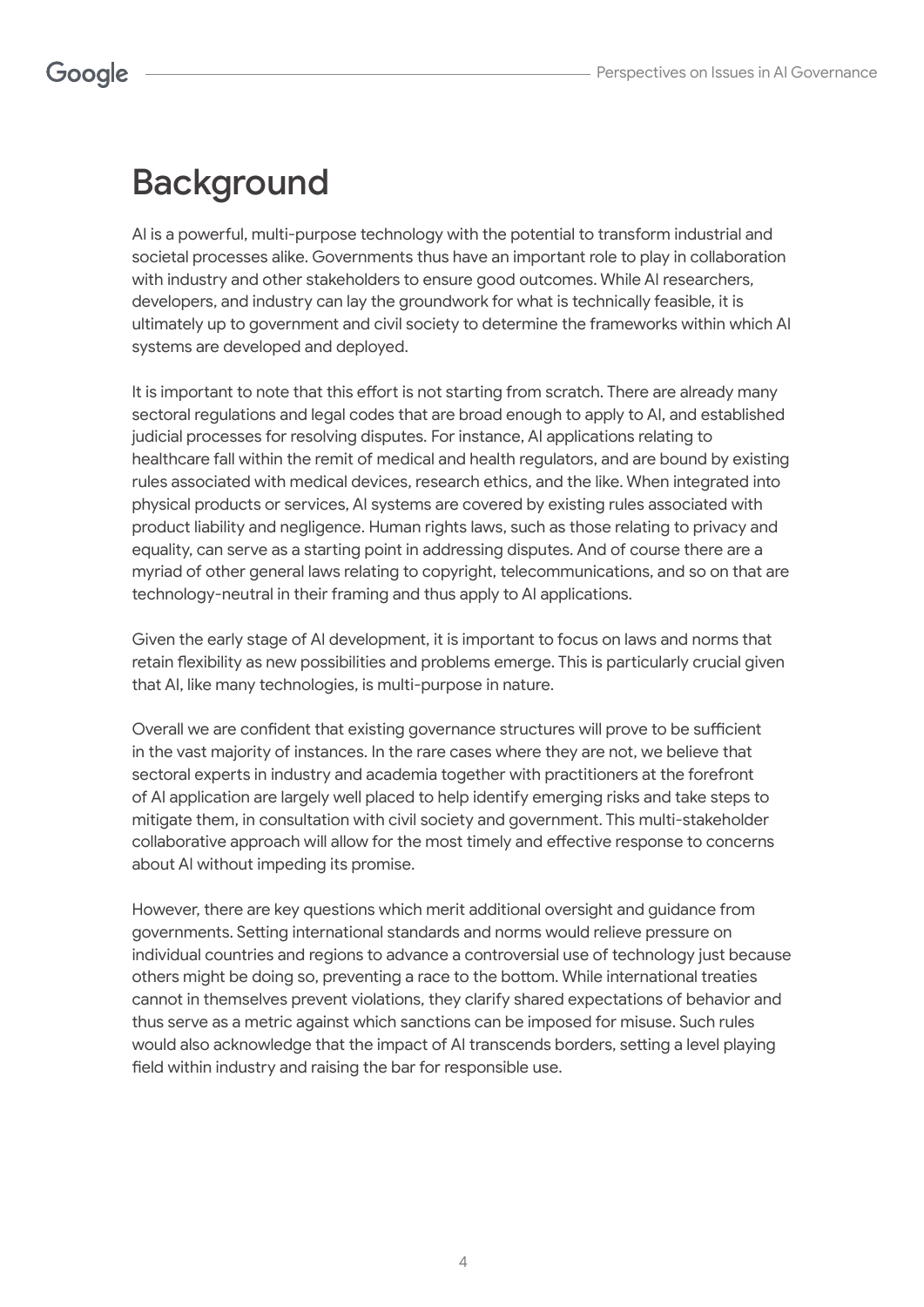# Background

AI is a powerful, multi-purpose technology with the potential to transform industrial and societal processes alike. Governments thus have an important role to play in collaboration with industry and other stakeholders to ensure good outcomes. While AI researchers, developers, and industry can lay the groundwork for what is technically feasible, it is ultimately up to government and civil society to determine the frameworks within which AI systems are developed and deployed.

It is important to note that this effort is not starting from scratch. There are already many sectoral regulations and legal codes that are broad enough to apply to AI, and established judicial processes for resolving disputes. For instance, AI applications relating to healthcare fall within the remit of medical and health regulators, and are bound by existing rules associated with medical devices, research ethics, and the like. When integrated into physical products or services, AI systems are covered by existing rules associated with product liability and negligence. Human rights laws, such as those relating to privacy and equality, can serve as a starting point in addressing disputes. And of course there are a myriad of other general laws relating to copyright, telecommunications, and so on that are technology-neutral in their framing and thus apply to AI applications.

Given the early stage of AI development, it is important to focus on laws and norms that retain flexibility as new possibilities and problems emerge. This is particularly crucial given that AI, like many technologies, is multi-purpose in nature.

Overall we are confident that existing governance structures will prove to be sufficient in the vast majority of instances. In the rare cases where they are not, we believe that sectoral experts in industry and academia together with practitioners at the forefront of AI application are largely well placed to help identify emerging risks and take steps to mitigate them, in consultation with civil society and government. This multi-stakeholder collaborative approach will allow for the most timely and effective response to concerns about AI without impeding its promise.

However, there are key questions which merit additional oversight and guidance from governments. Setting international standards and norms would relieve pressure on individual countries and regions to advance a controversial use of technology just because others might be doing so, preventing a race to the bottom. While international treaties cannot in themselves prevent violations, they clarify shared expectations of behavior and thus serve as a metric against which sanctions can be imposed for misuse. Such rules would also acknowledge that the impact of AI transcends borders, setting a level playing field within industry and raising the bar for responsible use.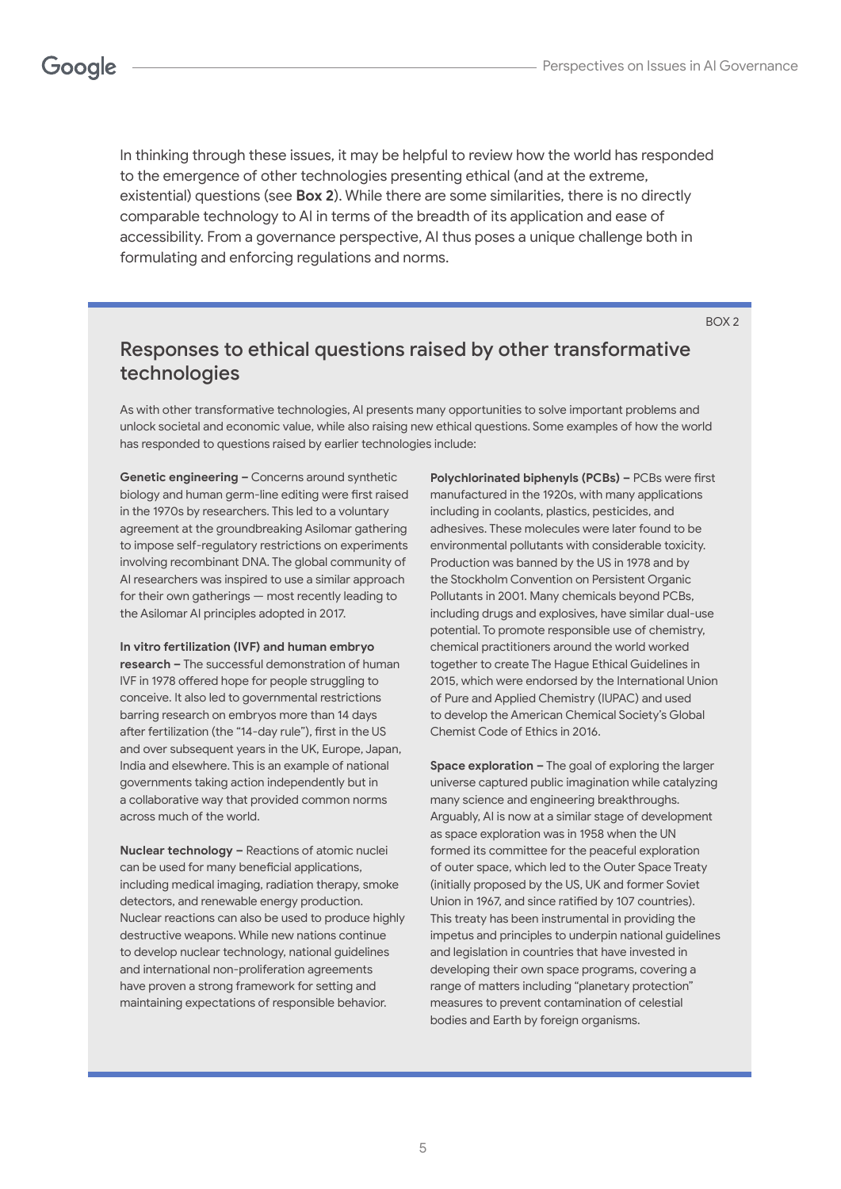In thinking through these issues, it may be helpful to review how the world has responded to the emergence of other technologies presenting ethical (and at the extreme, existential) questions (see **Box 2**). While there are some similarities, there is no directly comparable technology to AI in terms of the breadth of its application and ease of accessibility. From a governance perspective, AI thus poses a unique challenge both in formulating and enforcing regulations and norms.

BOX 2

## Responses to ethical questions raised by other transformative technologies

As with other transformative technologies, AI presents many opportunities to solve important problems and unlock societal and economic value, while also raising new ethical questions. Some examples of how the world has responded to questions raised by earlier technologies include:

**Genetic engineering –** Concerns around synthetic biology and human germ-line editing were first raised in the 1970s by researchers. This led to a voluntary agreement at the groundbreaking Asilomar gathering to impose self-regulatory restrictions on experiments involving recombinant DNA. The global community of AI researchers was inspired to use a similar approach for their own gatherings — most recently leading to the Asilomar AI principles adopted in 2017.

**In vitro fertilization (IVF) and human embryo research –** The successful demonstration of human IVF in 1978 offered hope for people struggling to conceive. It also led to governmental restrictions barring research on embryos more than 14 days after fertilization (the "14-day rule"), first in the US and over subsequent years in the UK, Europe, Japan, India and elsewhere. This is an example of national governments taking action independently but in a collaborative way that provided common norms across much of the world.

**Nuclear technology –** Reactions of atomic nuclei can be used for many beneficial applications, including medical imaging, radiation therapy, smoke detectors, and renewable energy production. Nuclear reactions can also be used to produce highly destructive weapons. While new nations continue to develop nuclear technology, national guidelines and international non-proliferation agreements have proven a strong framework for setting and maintaining expectations of responsible behavior.

**Polychlorinated biphenyls (PCBs) –** PCBs were first manufactured in the 1920s, with many applications including in coolants, plastics, pesticides, and adhesives. These molecules were later found to be environmental pollutants with considerable toxicity. Production was banned by the US in 1978 and by the Stockholm Convention on Persistent Organic Pollutants in 2001. Many chemicals beyond PCBs, including drugs and explosives, have similar dual-use potential. To promote responsible use of chemistry, chemical practitioners around the world worked together to create The Hague Ethical Guidelines in 2015, which were endorsed by the International Union of Pure and Applied Chemistry (IUPAC) and used to develop the American Chemical Society's Global Chemist Code of Ethics in 2016.

**Space exploration –** The goal of exploring the larger universe captured public imagination while catalyzing many science and engineering breakthroughs. Arguably, AI is now at a similar stage of development as space exploration was in 1958 when the UN formed its committee for the peaceful exploration of outer space, which led to the Outer Space Treaty (initially proposed by the US, UK and former Soviet Union in 1967, and since ratified by 107 countries). This treaty has been instrumental in providing the impetus and principles to underpin national guidelines and legislation in countries that have invested in developing their own space programs, covering a range of matters including "planetary protection" measures to prevent contamination of celestial bodies and Earth by foreign organisms.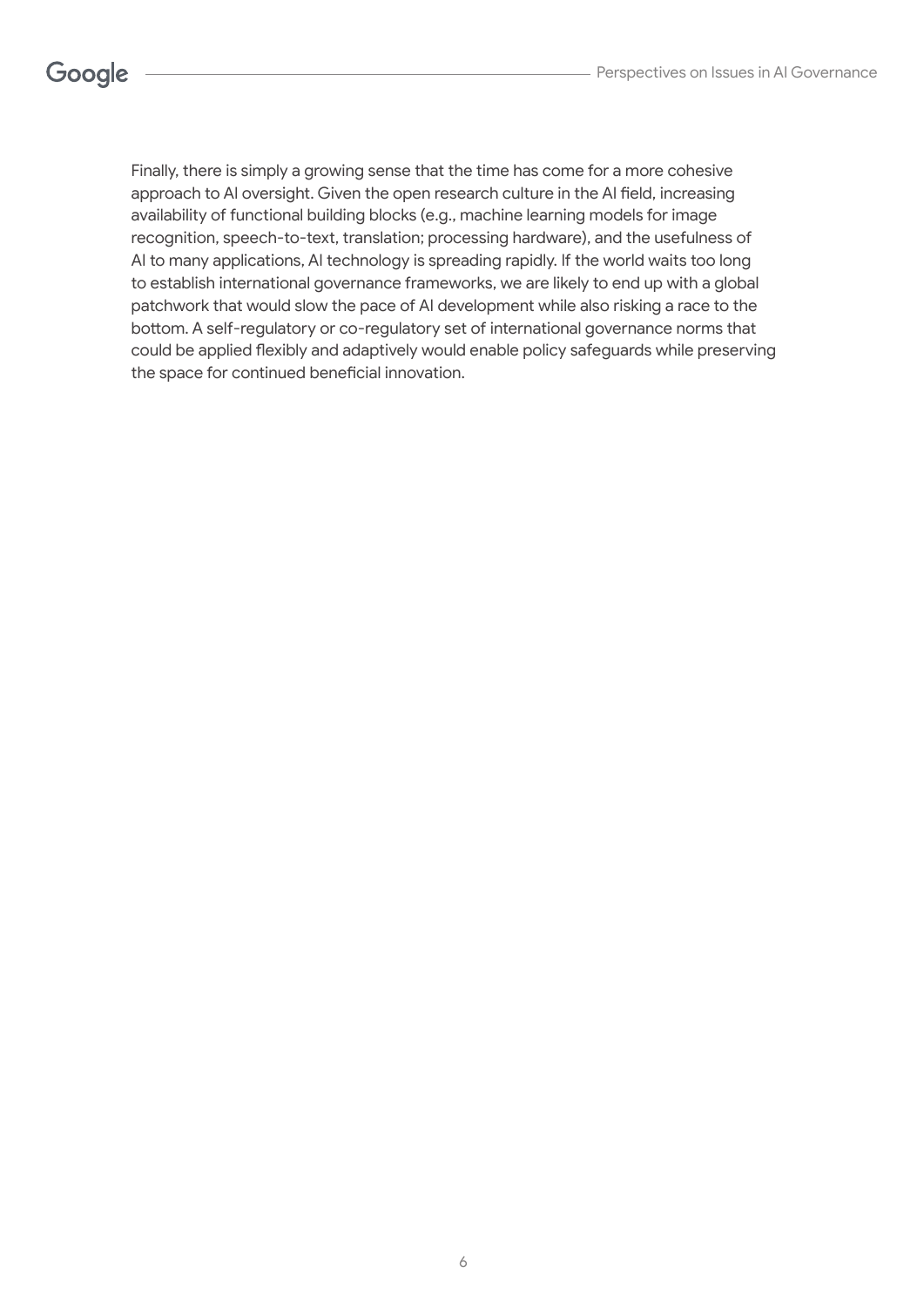Finally, there is simply a growing sense that the time has come for a more cohesive approach to AI oversight. Given the open research culture in the AI field, increasing availability of functional building blocks (e.g., machine learning models for image recognition, speech-to-text, translation; processing hardware), and the usefulness of AI to many applications, AI technology is spreading rapidly. If the world waits too long to establish international governance frameworks, we are likely to end up with a global patchwork that would slow the pace of AI development while also risking a race to the bottom. A self-regulatory or co-regulatory set of international governance norms that could be applied flexibly and adaptively would enable policy safeguards while preserving the space for continued beneficial innovation.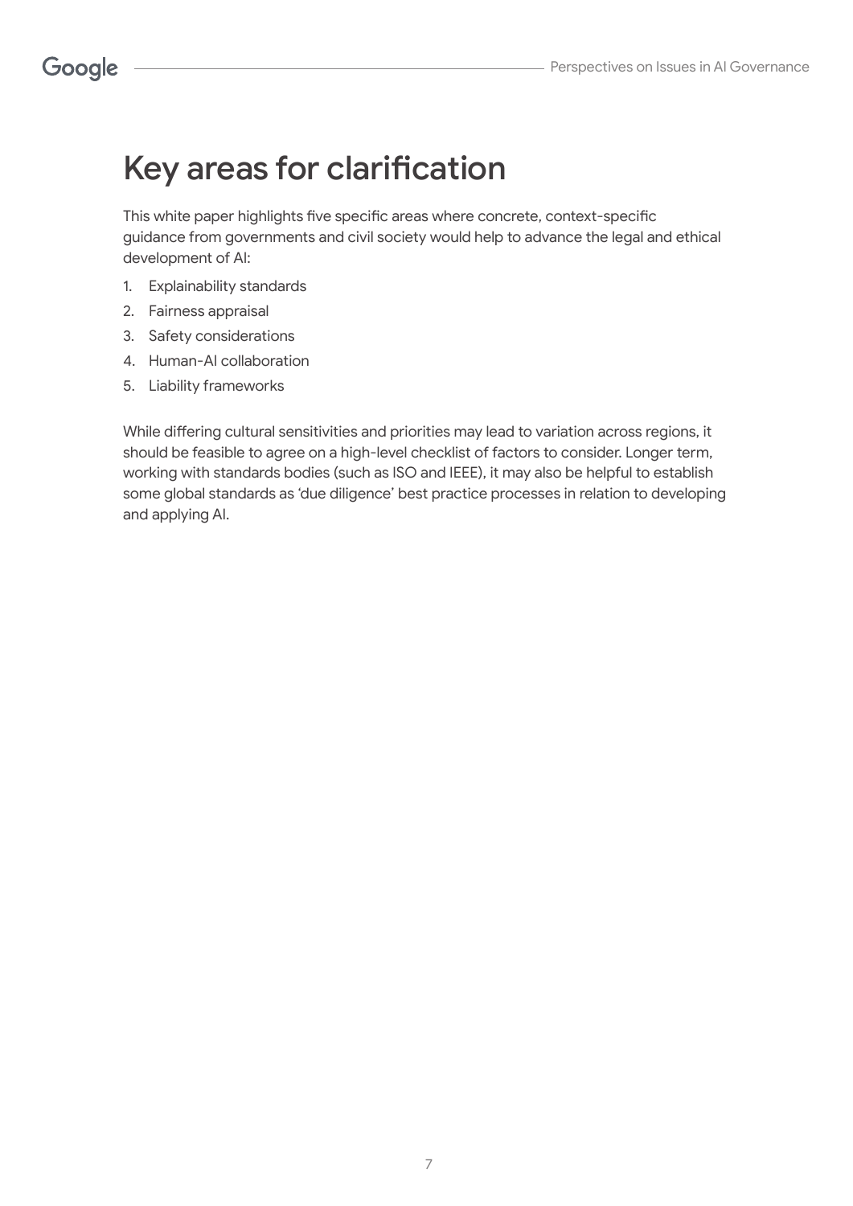# Key areas for clarification

This white paper highlights five specific areas where concrete, context-specific guidance from governments and civil society would help to advance the legal and ethical development of AI:

1. Explainability standards
2. Fairness appraisal
3. Safety considerations
4. Human-AI collaboration
5. Liability frameworks

While differing cultural sensitivities and priorities may lead to variation across regions, it should be feasible to agree on a high-level checklist of factors to consider. Longer term, working with standards bodies (such as ISO and IEEE), it may also be helpful to establish some global standards as 'due diligence' best practice processes in relation to developing and applying AI.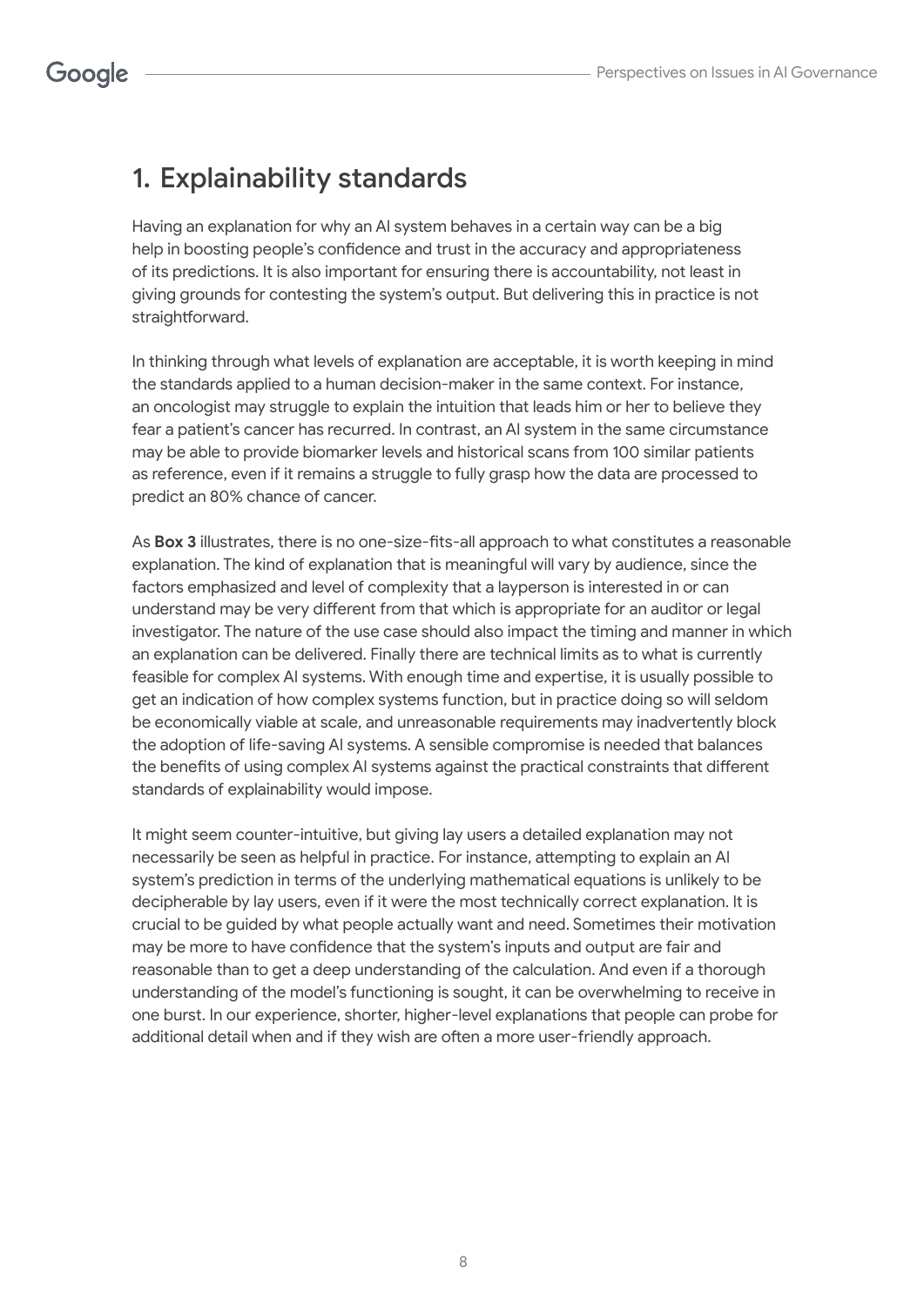# 1. Explainability standards

Having an explanation for why an AI system behaves in a certain way can be a big help in boosting people's confidence and trust in the accuracy and appropriateness of its predictions. It is also important for ensuring there is accountability, not least in giving grounds for contesting the system's output. But delivering this in practice is not straightforward.

In thinking through what levels of explanation are acceptable, it is worth keeping in mind the standards applied to a human decision-maker in the same context. For instance, an oncologist may struggle to explain the intuition that leads him or her to believe they fear a patient's cancer has recurred. In contrast, an AI system in the same circumstance may be able to provide biomarker levels and historical scans from 100 similar patients as reference, even if it remains a struggle to fully grasp how the data are processed to predict an 80% chance of cancer.

As **Box 3** illustrates, there is no one-size-fits-all approach to what constitutes a reasonable explanation. The kind of explanation that is meaningful will vary by audience, since the factors emphasized and level of complexity that a layperson is interested in or can understand may be very different from that which is appropriate for an auditor or legal investigator. The nature of the use case should also impact the timing and manner in which an explanation can be delivered. Finally there are technical limits as to what is currently feasible for complex AI systems. With enough time and expertise, it is usually possible to get an indication of how complex systems function, but in practice doing so will seldom be economically viable at scale, and unreasonable requirements may inadvertently block the adoption of life-saving AI systems. A sensible compromise is needed that balances the benefits of using complex AI systems against the practical constraints that different standards of explainability would impose.

It might seem counter-intuitive, but giving lay users a detailed explanation may not necessarily be seen as helpful in practice. For instance, attempting to explain an AI system's prediction in terms of the underlying mathematical equations is unlikely to be decipherable by lay users, even if it were the most technically correct explanation. It is crucial to be guided by what people actually want and need. Sometimes their motivation may be more to have confidence that the system's inputs and output are fair and reasonable than to get a deep understanding of the calculation. And even if a thorough understanding of the model's functioning is sought, it can be overwhelming to receive in one burst. In our experience, shorter, higher-level explanations that people can probe for additional detail when and if they wish are often a more user-friendly approach.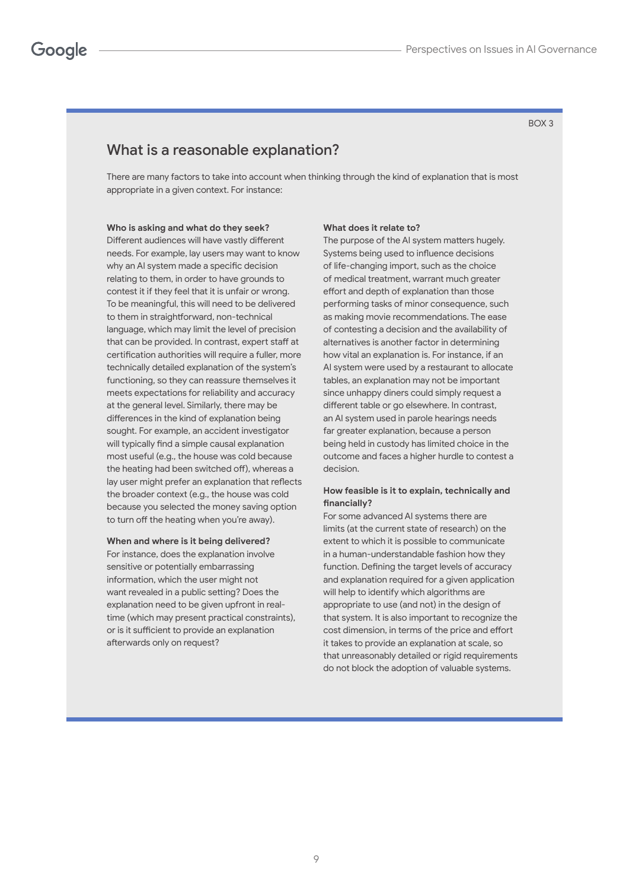BOX 3

## What is a reasonable explanation?

There are many factors to take into account when thinking through the kind of explanation that is most appropriate in a given context. For instance:

**Who is asking and what do they seek?**
Different audiences will have vastly different needs. For example, lay users may want to know why an AI system made a specific decision relating to them, in order to have grounds to contest it if they feel that it is unfair or wrong. To be meaningful, this will need to be delivered to them in straightforward, non-technical language, which may limit the level of precision that can be provided. In contrast, expert staff at certification authorities will require a fuller, more technically detailed explanation of the system's functioning, so they can reassure themselves it meets expectations for reliability and accuracy at the general level. Similarly, there may be differences in the kind of explanation being sought. For example, an accident investigator will typically find a simple causal explanation most useful (e.g., the house was cold because the heating had been switched off), whereas a lay user might prefer an explanation that reflects the broader context (e.g., the house was cold because you selected the money saving option to turn off the heating when you're away).

**When and where is it being delivered?**
For instance, does the explanation involve sensitive or potentially embarrassing information, which the user might not want revealed in a public setting? Does the explanation need to be given upfront in real-time (which may present practical constraints), or is it sufficient to provide an explanation afterwards only on request?

**What does it relate to?**
The purpose of the AI system matters hugely. Systems being used to influence decisions of life-changing import, such as the choice of medical treatment, warrant much greater effort and depth of explanation than those performing tasks of minor consequence, such as making movie recommendations. The ease of contesting a decision and the availability of alternatives is another factor in determining how vital an explanation is. For instance, if an AI system were used by a restaurant to allocate tables, an explanation may not be important since unhappy diners could simply request a different table or go elsewhere. In contrast, an AI system used in parole hearings needs far greater explanation, because a person being held in custody has limited choice in the outcome and faces a higher hurdle to contest a decision.

**How feasible is it to explain, technically and financially?**
For some advanced AI systems there are limits (at the current state of research) on the extent to which it is possible to communicate in a human-understandable fashion how they function. Defining the target levels of accuracy and explanation required for a given application will help to identify which algorithms are appropriate to use (and not) in the design of that system. It is also important to recognize the cost dimension, in terms of the price and effort it takes to provide an explanation at scale, so that unreasonably detailed or rigid requirements do not block the adoption of valuable systems.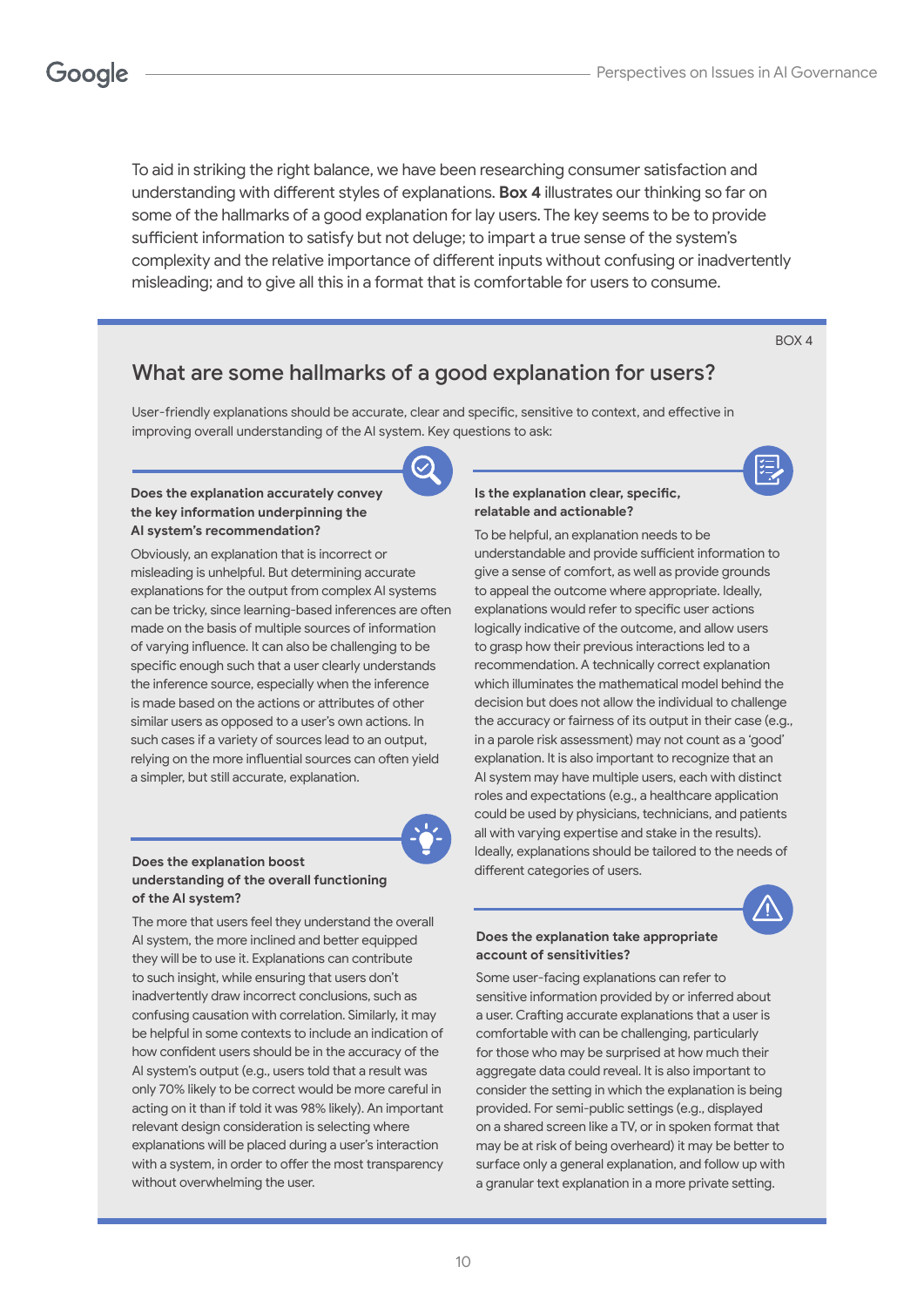To aid in striking the right balance, we have been researching consumer satisfaction and understanding with different styles of explanations. **Box 4** illustrates our thinking so far on some of the hallmarks of a good explanation for lay users. The key seems to be to provide sufficient information to satisfy but not deluge; to impart a true sense of the system's complexity and the relative importance of different inputs without confusing or inadvertently misleading; and to give all this in a format that is comfortable for users to consume.

BOX 4

## What are some hallmarks of a good explanation for users?

User-friendly explanations should be accurate, clear and specific, sensitive to context, and effective in improving overall understanding of the AI system. Key questions to ask:

**Does the explanation accurately convey the key information underpinning the AI system's recommendation?**

Obviously, an explanation that is incorrect or misleading is unhelpful. But determining accurate explanations for the output from complex AI systems can be tricky, since learning-based inferences are often made on the basis of multiple sources of information of varying influence. It can also be challenging to be specific enough such that a user clearly understands the inference source, especially when the inference is made based on the actions or attributes of other similar users as opposed to a user's own actions. In such cases if a variety of sources lead to an output, relying on the more influential sources can often yield a simpler, but still accurate, explanation.

**Does the explanation boost understanding of the overall functioning of the AI system?**

The more that users feel they understand the overall AI system, the more inclined and better equipped they will be to use it. Explanations can contribute to such insight, while ensuring that users don't inadvertently draw incorrect conclusions, such as confusing causation with correlation. Similarly, it may be helpful in some contexts to include an indication of how confident users should be in the accuracy of the AI system's output (e.g., users told that a result was only 70% likely to be correct would be more careful in acting on it than if told it was 98% likely). An important relevant design consideration is selecting where explanations will be placed during a user's interaction with a system, in order to offer the most transparency without overwhelming the user.

**Is the explanation clear, specific, relatable and actionable?**

To be helpful, an explanation needs to be understandable and provide sufficient information to give a sense of comfort, as well as provide grounds to appeal the outcome where appropriate. Ideally, explanations would refer to specific user actions logically indicative of the outcome, and allow users to grasp how their previous interactions led to a recommendation. A technically correct explanation which illuminates the mathematical model behind the decision but does not allow the individual to challenge the accuracy or fairness of its output in their case (e.g., in a parole risk assessment) may not count as a 'good' explanation. It is also important to recognize that an AI system may have multiple users, each with distinct roles and expectations (e.g., a healthcare application could be used by physicians, technicians, and patients all with varying expertise and stake in the results). Ideally, explanations should be tailored to the needs of different categories of users.

**Does the explanation take appropriate account of sensitivities?**

Some user-facing explanations can refer to sensitive information provided by or inferred about a user. Crafting accurate explanations that a user is comfortable with can be challenging, particularly for those who may be surprised at how much their aggregate data could reveal. It is also important to consider the setting in which the explanation is being provided. For semi-public settings (e.g., displayed on a shared screen like a TV, or in spoken format that may be at risk of being overheard) it may be better to surface only a general explanation, and follow up with a granular text explanation in a more private setting.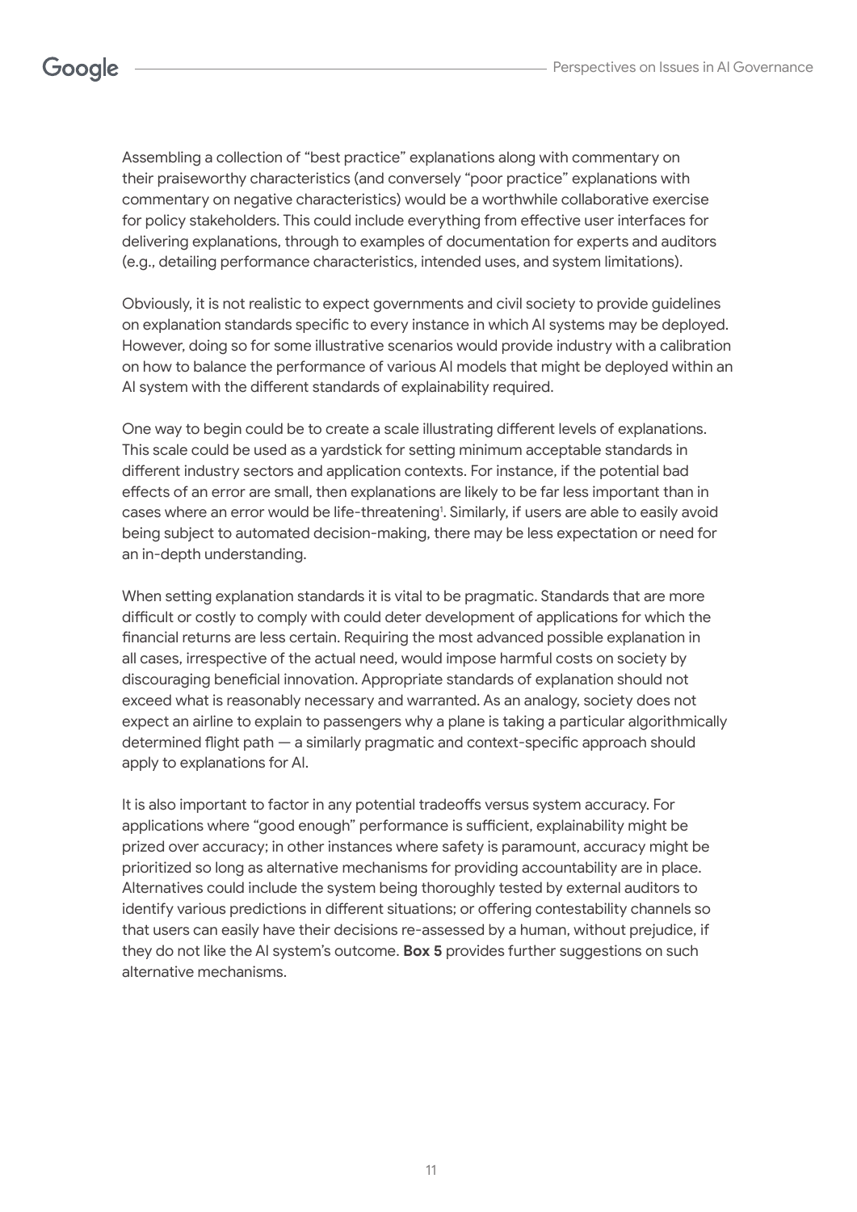Assembling a collection of "best practice" explanations along with commentary on their praiseworthy characteristics (and conversely "poor practice" explanations with commentary on negative characteristics) would be a worthwhile collaborative exercise for policy stakeholders. This could include everything from effective user interfaces for delivering explanations, through to examples of documentation for experts and auditors (e.g., detailing performance characteristics, intended uses, and system limitations).

Obviously, it is not realistic to expect governments and civil society to provide guidelines on explanation standards specific to every instance in which AI systems may be deployed. However, doing so for some illustrative scenarios would provide industry with a calibration on how to balance the performance of various AI models that might be deployed within an AI system with the different standards of explainability required.

One way to begin could be to create a scale illustrating different levels of explanations. This scale could be used as a yardstick for setting minimum acceptable standards in different industry sectors and application contexts. For instance, if the potential bad effects of an error are small, then explanations are likely to be far less important than in cases where an error would be life-threatening[1]. Similarly, if users are able to easily avoid being subject to automated decision-making, there may be less expectation or need for an in-depth understanding.

When setting explanation standards it is vital to be pragmatic. Standards that are more difficult or costly to comply with could deter development of applications for which the financial returns are less certain. Requiring the most advanced possible explanation in all cases, irrespective of the actual need, would impose harmful costs on society by discouraging beneficial innovation. Appropriate standards of explanation should not exceed what is reasonably necessary and warranted. As an analogy, society does not expect an airline to explain to passengers why a plane is taking a particular algorithmically determined flight path — a similarly pragmatic and context-specific approach should apply to explanations for AI.

It is also important to factor in any potential tradeoffs versus system accuracy. For applications where "good enough" performance is sufficient, explainability might be prized over accuracy; in other instances where safety is paramount, accuracy might be prioritized so long as alternative mechanisms for providing accountability are in place. Alternatives could include the system being thoroughly tested by external auditors to identify various predictions in different situations; or offering contestability channels so that users can easily have their decisions re-assessed by a human, without prejudice, if they do not like the AI system's outcome. **Box 5** provides further suggestions on such alternative mechanisms.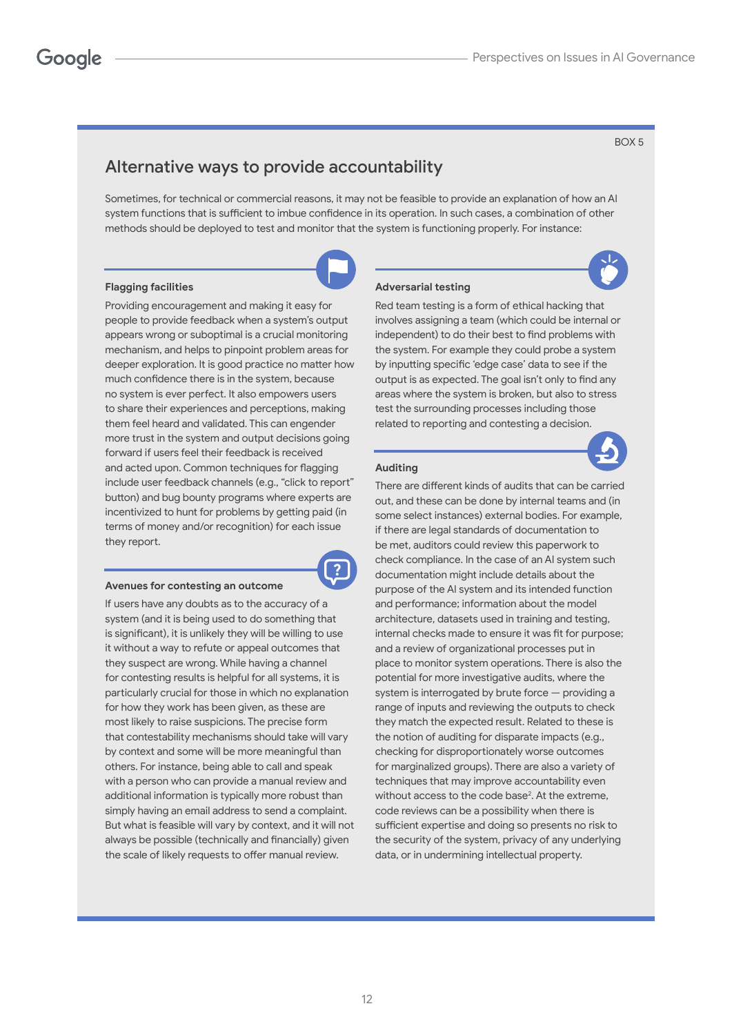BOX 5

## Alternative ways to provide accountability

Sometimes, for technical or commercial reasons, it may not be feasible to provide an explanation of how an AI system functions that is sufficient to imbue confidence in its operation. In such cases, a combination of other methods should be deployed to test and monitor that the system is functioning properly. For instance:

### Flagging facilities

Providing encouragement and making it easy for people to provide feedback when a system's output appears wrong or suboptimal is a crucial monitoring mechanism, and helps to pinpoint problem areas for deeper exploration. It is good practice no matter how much confidence there is in the system, because no system is ever perfect. It also empowers users to share their experiences and perceptions, making them feel heard and validated. This can engender more trust in the system and output decisions going forward if users feel their feedback is received and acted upon. Common techniques for flagging include user feedback channels (e.g., "click to report" button) and bug bounty programs where experts are incentivized to hunt for problems by getting paid (in terms of money and/or recognition) for each issue they report.

### Avenues for contesting an outcome

If users have any doubts as to the accuracy of a system (and it is being used to do something that is significant), it is unlikely they will be willing to use it without a way to refute or appeal outcomes that they suspect are wrong. While having a channel for contesting results is helpful for all systems, it is particularly crucial for those in which no explanation for how they work has been given, as these are most likely to raise suspicions. The precise form that contestability mechanisms should take will vary by context and some will be more meaningful than others. For instance, being able to call and speak with a person who can provide a manual review and additional information is typically more robust than simply having an email address to send a complaint. But what is feasible will vary by context, and it will not always be possible (technically and financially) given the scale of likely requests to offer manual review.

### Adversarial testing

Red team testing is a form of ethical hacking that involves assigning a team (which could be internal or independent) to do their best to find problems with the system. For example they could probe a system by inputting specific 'edge case' data to see if the output is as expected. The goal isn't only to find any areas where the system is broken, but also to stress test the surrounding processes including those related to reporting and contesting a decision.

### Auditing

There are different kinds of audits that can be carried out, and these can be done by internal teams and (in some select instances) external bodies. For example, if there are legal standards of documentation to be met, auditors could review this paperwork to check compliance. In the case of an AI system such documentation might include details about the purpose of the AI system and its intended function and performance; information about the model architecture, datasets used in training and testing, internal checks made to ensure it was fit for purpose; and a review of organizational processes put in place to monitor system operations. There is also the potential for more investigative audits, where the system is interrogated by brute force — providing a range of inputs and reviewing the outputs to check they match the expected result. Related to these is the notion of auditing for disparate impacts (e.g., checking for disproportionately worse outcomes for marginalized groups). There are also a variety of techniques that may improve accountability even without access to the code base[2]. At the extreme, code reviews can be a possibility when there is sufficient expertise and doing so presents no risk to the security of the system, privacy of any underlying data, or in undermining intellectual property.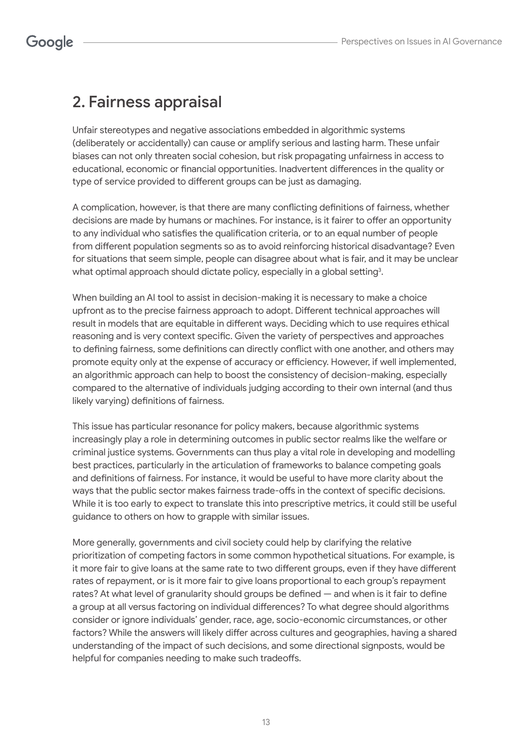## 2. Fairness appraisal

Unfair stereotypes and negative associations embedded in algorithmic systems (deliberately or accidentally) can cause or amplify serious and lasting harm. These unfair biases can not only threaten social cohesion, but risk propagating unfairness in access to educational, economic or financial opportunities. Inadvertent differences in the quality or type of service provided to different groups can be just as damaging.

A complication, however, is that there are many conflicting definitions of fairness, whether decisions are made by humans or machines. For instance, is it fairer to offer an opportunity to any individual who satisfies the qualification criteria, or to an equal number of people from different population segments so as to avoid reinforcing historical disadvantage? Even for situations that seem simple, people can disagree about what is fair, and it may be unclear what optimal approach should dictate policy, especially in a global setting[3].

When building an AI tool to assist in decision-making it is necessary to make a choice upfront as to the precise fairness approach to adopt. Different technical approaches will result in models that are equitable in different ways. Deciding which to use requires ethical reasoning and is very context specific. Given the variety of perspectives and approaches to defining fairness, some definitions can directly conflict with one another, and others may promote equity only at the expense of accuracy or efficiency. However, if well implemented, an algorithmic approach can help to boost the consistency of decision-making, especially compared to the alternative of individuals judging according to their own internal (and thus likely varying) definitions of fairness.

This issue has particular resonance for policy makers, because algorithmic systems increasingly play a role in determining outcomes in public sector realms like the welfare or criminal justice systems. Governments can thus play a vital role in developing and modelling best practices, particularly in the articulation of frameworks to balance competing goals and definitions of fairness. For instance, it would be useful to have more clarity about the ways that the public sector makes fairness trade-offs in the context of specific decisions. While it is too early to expect to translate this into prescriptive metrics, it could still be useful guidance to others on how to grapple with similar issues.

More generally, governments and civil society could help by clarifying the relative prioritization of competing factors in some common hypothetical situations. For example, is it more fair to give loans at the same rate to two different groups, even if they have different rates of repayment, or is it more fair to give loans proportional to each group's repayment rates? At what level of granularity should groups be defined — and when is it fair to define a group at all versus factoring on individual differences? To what degree should algorithms consider or ignore individuals' gender, race, age, socio-economic circumstances, or other factors? While the answers will likely differ across cultures and geographies, having a shared understanding of the impact of such decisions, and some directional signposts, would be helpful for companies needing to make such tradeoffs.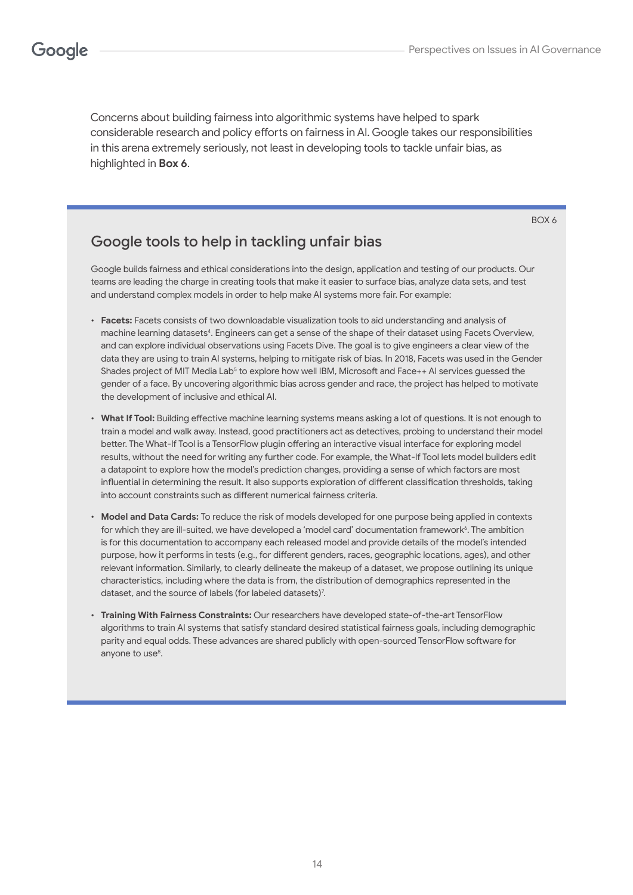Concerns about building fairness into algorithmic systems have helped to spark considerable research and policy efforts on fairness in AI. Google takes our responsibilities in this arena extremely seriously, not least in developing tools to tackle unfair bias, as highlighted in **Box 6**.

BOX 6

## Google tools to help in tackling unfair bias

Google builds fairness and ethical considerations into the design, application and testing of our products. Our teams are leading the charge in creating tools that make it easier to surface bias, analyze data sets, and test and understand complex models in order to help make AI systems more fair. For example:

- **Facets:** Facets consists of two downloadable visualization tools to aid understanding and analysis of machine learning datasets[4]. Engineers can get a sense of the shape of their dataset using Facets Overview, and can explore individual observations using Facets Dive. The goal is to give engineers a clear view of the data they are using to train AI systems, helping to mitigate risk of bias. In 2018, Facets was used in the Gender Shades project of MIT Media Lab[5] to explore how well IBM, Microsoft and Face++ AI services guessed the gender of a face. By uncovering algorithmic bias across gender and race, the project has helped to motivate the development of inclusive and ethical AI.

- **What If Tool:** Building effective machine learning systems means asking a lot of questions. It is not enough to train a model and walk away. Instead, good practitioners act as detectives, probing to understand their model better. The What-If Tool is a TensorFlow plugin offering an interactive visual interface for exploring model results, without the need for writing any further code. For example, the What-If Tool lets model builders edit a datapoint to explore how the model's prediction changes, providing a sense of which factors are most influential in determining the result. It also supports exploration of different classification thresholds, taking into account constraints such as different numerical fairness criteria.

- **Model and Data Cards:** To reduce the risk of models developed for one purpose being applied in contexts for which they are ill-suited, we have developed a 'model card' documentation framework[6]. The ambition is for this documentation to accompany each released model and provide details of the model's intended purpose, how it performs in tests (e.g., for different genders, races, geographic locations, ages), and other relevant information. Similarly, to clearly delineate the makeup of a dataset, we propose outlining its unique characteristics, including where the data is from, the distribution of demographics represented in the dataset, and the source of labels (for labeled datasets)[7].

- **Training With Fairness Constraints:** Our researchers have developed state-of-the-art TensorFlow algorithms to train AI systems that satisfy standard desired statistical fairness goals, including demographic parity and equal odds. These advances are shared publicly with open-sourced TensorFlow software for anyone to use[8].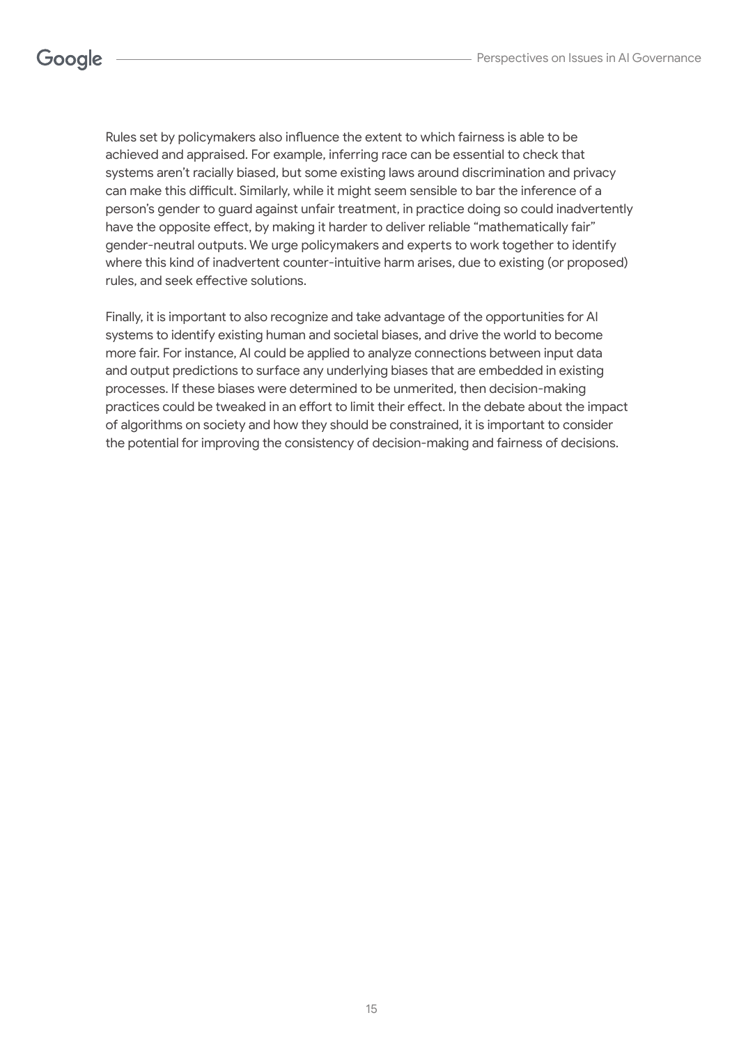Rules set by policymakers also influence the extent to which fairness is able to be achieved and appraised. For example, inferring race can be essential to check that systems aren't racially biased, but some existing laws around discrimination and privacy can make this difficult. Similarly, while it might seem sensible to bar the inference of a person's gender to guard against unfair treatment, in practice doing so could inadvertently have the opposite effect, by making it harder to deliver reliable "mathematically fair" gender-neutral outputs. We urge policymakers and experts to work together to identify where this kind of inadvertent counter-intuitive harm arises, due to existing (or proposed) rules, and seek effective solutions.

Finally, it is important to also recognize and take advantage of the opportunities for AI systems to identify existing human and societal biases, and drive the world to become more fair. For instance, AI could be applied to analyze connections between input data and output predictions to surface any underlying biases that are embedded in existing processes. If these biases were determined to be unmerited, then decision-making practices could be tweaked in an effort to limit their effect. In the debate about the impact of algorithms on society and how they should be constrained, it is important to consider the potential for improving the consistency of decision-making and fairness of decisions.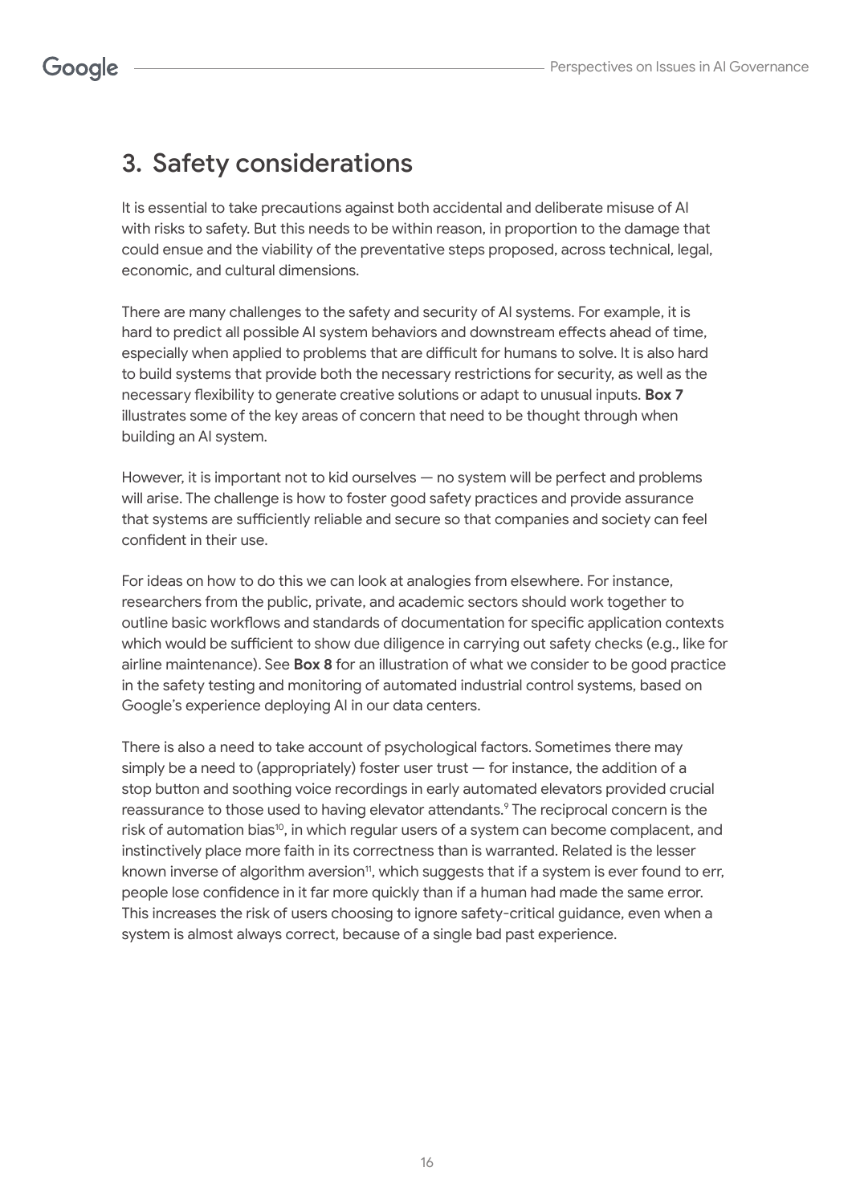## 3. Safety considerations

It is essential to take precautions against both accidental and deliberate misuse of AI with risks to safety. But this needs to be within reason, in proportion to the damage that could ensue and the viability of the preventative steps proposed, across technical, legal, economic, and cultural dimensions.

There are many challenges to the safety and security of AI systems. For example, it is hard to predict all possible AI system behaviors and downstream effects ahead of time, especially when applied to problems that are difficult for humans to solve. It is also hard to build systems that provide both the necessary restrictions for security, as well as the necessary flexibility to generate creative solutions or adapt to unusual inputs. **Box 7** illustrates some of the key areas of concern that need to be thought through when building an AI system.

However, it is important not to kid ourselves — no system will be perfect and problems will arise. The challenge is how to foster good safety practices and provide assurance that systems are sufficiently reliable and secure so that companies and society can feel confident in their use.

For ideas on how to do this we can look at analogies from elsewhere. For instance, researchers from the public, private, and academic sectors should work together to outline basic workflows and standards of documentation for specific application contexts which would be sufficient to show due diligence in carrying out safety checks (e.g., like for airline maintenance). See **Box 8** for an illustration of what we consider to be good practice in the safety testing and monitoring of automated industrial control systems, based on Google's experience deploying AI in our data centers.

There is also a need to take account of psychological factors. Sometimes there may simply be a need to (appropriately) foster user trust — for instance, the addition of a stop button and soothing voice recordings in early automated elevators provided crucial reassurance to those used to having elevator attendants.[9] The reciprocal concern is the risk of automation bias[10], in which regular users of a system can become complacent, and instinctively place more faith in its correctness than is warranted. Related is the lesser known inverse of algorithm aversion[11], which suggests that if a system is ever found to err, people lose confidence in it far more quickly than if a human had made the same error. This increases the risk of users choosing to ignore safety-critical guidance, even when a system is almost always correct, because of a single bad past experience.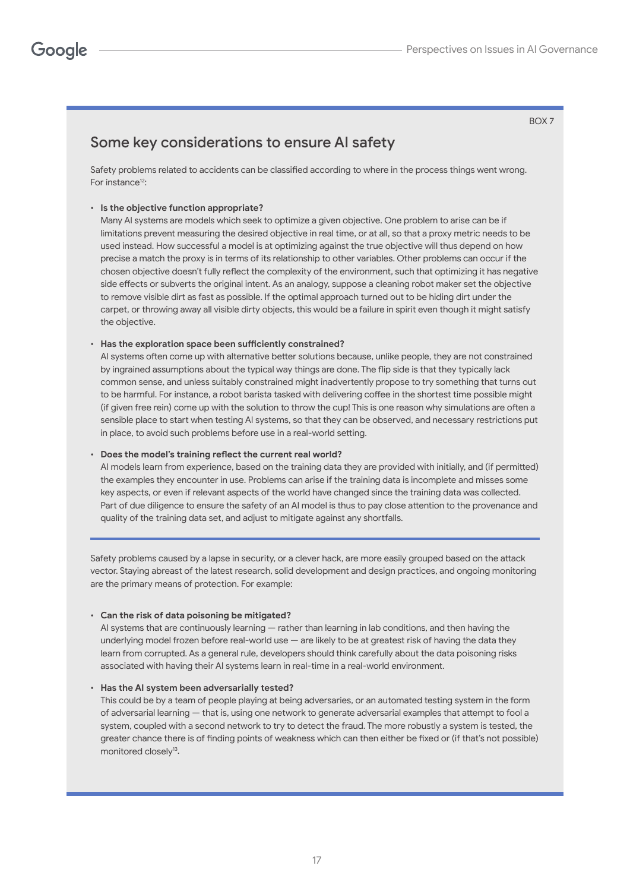BOX 7

## Some key considerations to ensure AI safety

Safety problems related to accidents can be classified according to where in the process things went wrong. For instance[12]:

- **Is the objective function appropriate?**
  Many AI systems are models which seek to optimize a given objective. One problem to arise can be if limitations prevent measuring the desired objective in real time, or at all, so that a proxy metric needs to be used instead. How successful a model is at optimizing against the true objective will thus depend on how precise a match the proxy is in terms of its relationship to other variables. Other problems can occur if the chosen objective doesn't fully reflect the complexity of the environment, such that optimizing it has negative side effects or subverts the original intent. As an analogy, suppose a cleaning robot maker set the objective to remove visible dirt as fast as possible. If the optimal approach turned out to be hiding dirt under the carpet, or throwing away all visible dirty objects, this would be a failure in spirit even though it might satisfy the objective.

- **Has the exploration space been sufficiently constrained?**
  AI systems often come up with alternative better solutions because, unlike people, they are not constrained by ingrained assumptions about the typical way things are done. The flip side is that they typically lack common sense, and unless suitably constrained might inadvertently propose to try something that turns out to be harmful. For instance, a robot barista tasked with delivering coffee in the shortest time possible might (if given free rein) come up with the solution to throw the cup! This is one reason why simulations are often a sensible place to start when testing AI systems, so that they can be observed, and necessary restrictions put in place, to avoid such problems before use in a real-world setting.

- **Does the model's training reflect the current real world?**
  AI models learn from experience, based on the training data they are provided with initially, and (if permitted) the examples they encounter in use. Problems can arise if the training data is incomplete and misses some key aspects, or even if relevant aspects of the world have changed since the training data was collected. Part of due diligence to ensure the safety of an AI model is thus to pay close attention to the provenance and quality of the training data set, and adjust to mitigate against any shortfalls.

---

Safety problems caused by a lapse in security, or a clever hack, are more easily grouped based on the attack vector. Staying abreast of the latest research, solid development and design practices, and ongoing monitoring are the primary means of protection. For example:

- **Can the risk of data poisoning be mitigated?**
  AI systems that are continuously learning — rather than learning in lab conditions, and then having the underlying model frozen before real-world use — are likely to be at greatest risk of having the data they learn from corrupted. As a general rule, developers should think carefully about the data poisoning risks associated with having their AI systems learn in real-time in a real-world environment.

- **Has the AI system been adversarially tested?**
  This could be by a team of people playing at being adversaries, or an automated testing system in the form of adversarial learning — that is, using one network to generate adversarial examples that attempt to fool a system, coupled with a second network to try to detect the fraud. The more robustly a system is tested, the greater chance there is of finding points of weakness which can then either be fixed or (if that's not possible) monitored closely[13].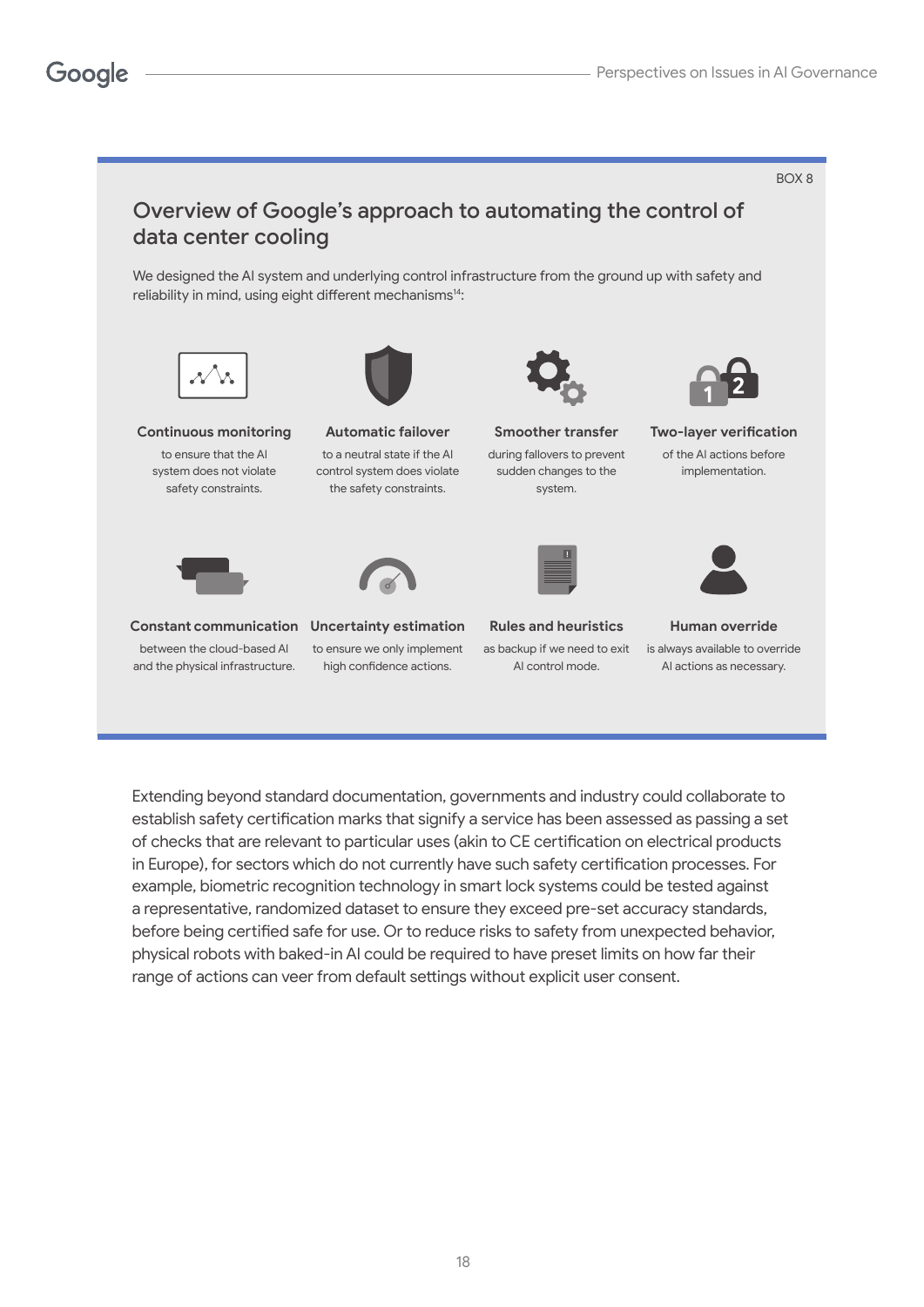BOX 8

## Overview of Google's approach to automating the control of data center cooling

We designed the AI system and underlying control infrastructure from the ground up with safety and reliability in mind, using eight different mechanisms[14]:

**Continuous monitoring** to ensure that the AI system does not violate safety constraints.

**Automatic failover** to a neutral state if the AI control system does violate the safety constraints.

**Smoother transfer** during fallovers to prevent sudden changes to the system.

**Two-layer verification** of the AI actions before implementation.

**Constant communication** between the cloud-based AI and the physical infrastructure.

**Uncertainty estimation** to ensure we only implement high confidence actions.

**Rules and heuristics** as backup if we need to exit AI control mode.

**Human override** is always available to override AI actions as necessary.

Extending beyond standard documentation, governments and industry could collaborate to establish safety certification marks that signify a service has been assessed as passing a set of checks that are relevant to particular uses (akin to CE certification on electrical products in Europe), for sectors which do not currently have such safety certification processes. For example, biometric recognition technology in smart lock systems could be tested against a representative, randomized dataset to ensure they exceed pre-set accuracy standards, before being certified safe for use. Or to reduce risks to safety from unexpected behavior, physical robots with baked-in AI could be required to have preset limits on how far their range of actions can veer from default settings without explicit user consent.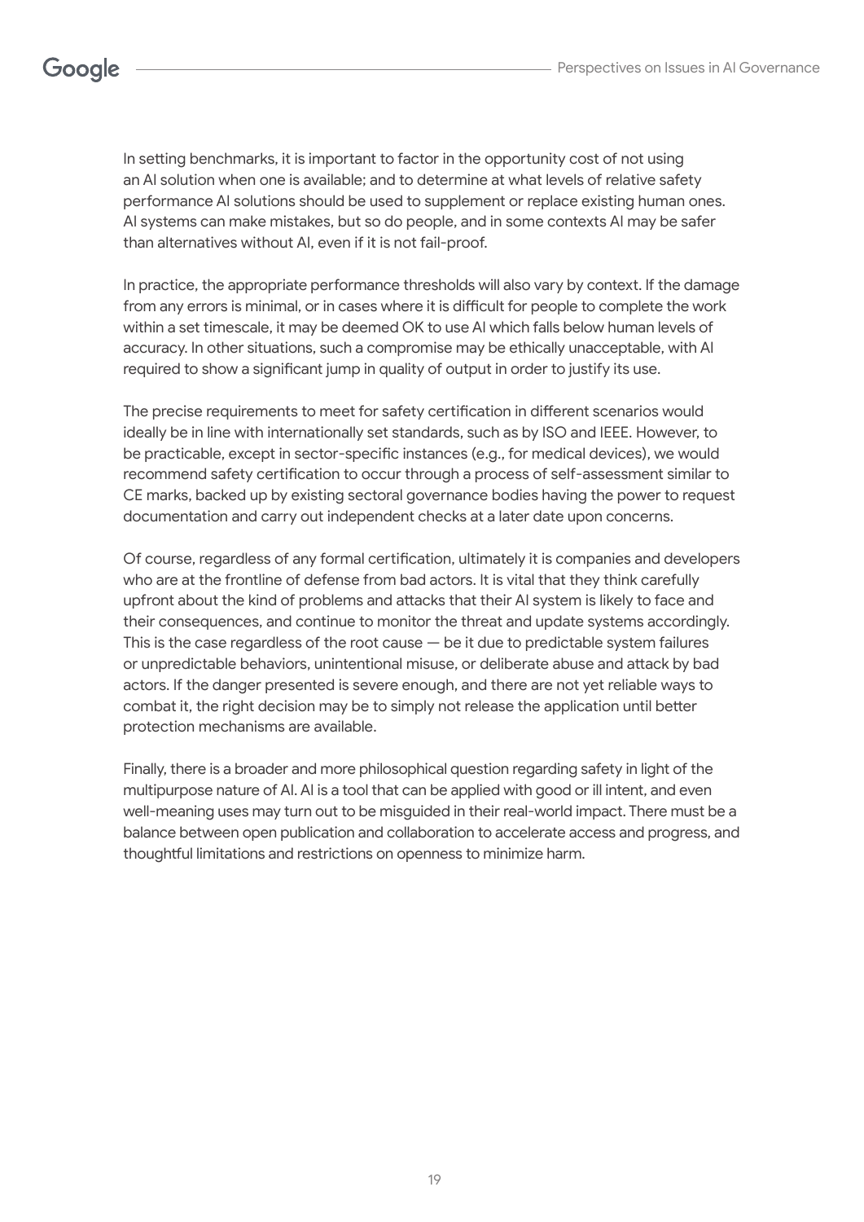In setting benchmarks, it is important to factor in the opportunity cost of not using an AI solution when one is available; and to determine at what levels of relative safety performance AI solutions should be used to supplement or replace existing human ones. AI systems can make mistakes, but so do people, and in some contexts AI may be safer than alternatives without AI, even if it is not fail-proof.

In practice, the appropriate performance thresholds will also vary by context. If the damage from any errors is minimal, or in cases where it is difficult for people to complete the work within a set timescale, it may be deemed OK to use AI which falls below human levels of accuracy. In other situations, such a compromise may be ethically unacceptable, with AI required to show a significant jump in quality of output in order to justify its use.

The precise requirements to meet for safety certification in different scenarios would ideally be in line with internationally set standards, such as by ISO and IEEE. However, to be practicable, except in sector-specific instances (e.g., for medical devices), we would recommend safety certification to occur through a process of self-assessment similar to CE marks, backed up by existing sectoral governance bodies having the power to request documentation and carry out independent checks at a later date upon concerns.

Of course, regardless of any formal certification, ultimately it is companies and developers who are at the frontline of defense from bad actors. It is vital that they think carefully upfront about the kind of problems and attacks that their AI system is likely to face and their consequences, and continue to monitor the threat and update systems accordingly. This is the case regardless of the root cause — be it due to predictable system failures or unpredictable behaviors, unintentional misuse, or deliberate abuse and attack by bad actors. If the danger presented is severe enough, and there are not yet reliable ways to combat it, the right decision may be to simply not release the application until better protection mechanisms are available.

Finally, there is a broader and more philosophical question regarding safety in light of the multipurpose nature of AI. AI is a tool that can be applied with good or ill intent, and even well-meaning uses may turn out to be misguided in their real-world impact. There must be a balance between open publication and collaboration to accelerate access and progress, and thoughtful limitations and restrictions on openness to minimize harm.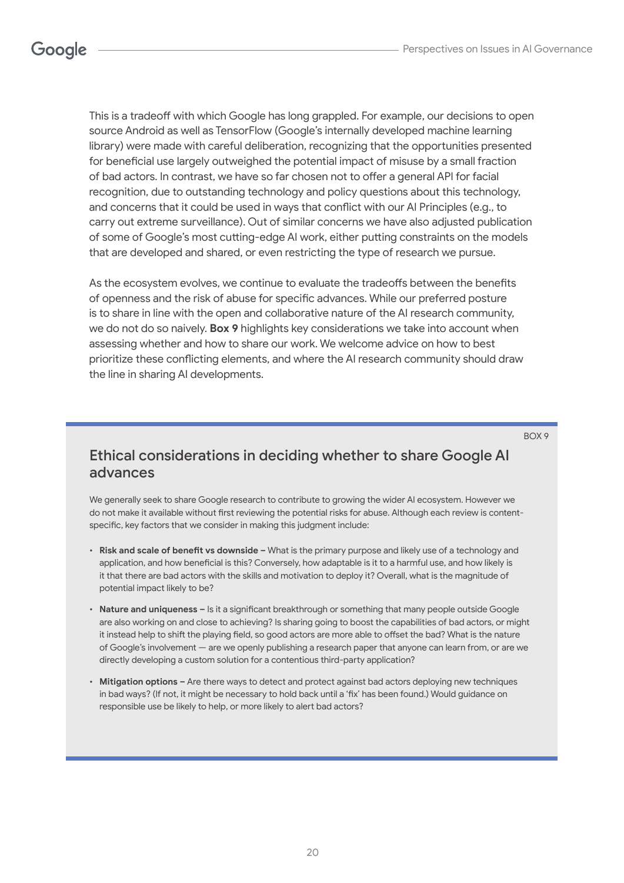This is a tradeoff with which Google has long grappled. For example, our decisions to open source Android as well as TensorFlow (Google's internally developed machine learning library) were made with careful deliberation, recognizing that the opportunities presented for beneficial use largely outweighed the potential impact of misuse by a small fraction of bad actors. In contrast, we have so far chosen not to offer a general API for facial recognition, due to outstanding technology and policy questions about this technology, and concerns that it could be used in ways that conflict with our AI Principles (e.g., to carry out extreme surveillance). Out of similar concerns we have also adjusted publication of some of Google's most cutting-edge AI work, either putting constraints on the models that are developed and shared, or even restricting the type of research we pursue.

As the ecosystem evolves, we continue to evaluate the tradeoffs between the benefits of openness and the risk of abuse for specific advances. While our preferred posture is to share in line with the open and collaborative nature of the AI research community, we do not do so naively. **Box 9** highlights key considerations we take into account when assessing whether and how to share our work. We welcome advice on how to best prioritize these conflicting elements, and where the AI research community should draw the line in sharing AI developments.

BOX 9

## Ethical considerations in deciding whether to share Google AI advances

We generally seek to share Google research to contribute to growing the wider AI ecosystem. However we do not make it available without first reviewing the potential risks for abuse. Although each review is content-specific, key factors that we consider in making this judgment include:

- **Risk and scale of benefit vs downside –** What is the primary purpose and likely use of a technology and application, and how beneficial is this? Conversely, how adaptable is it to a harmful use, and how likely is it that there are bad actors with the skills and motivation to deploy it? Overall, what is the magnitude of potential impact likely to be?
- **Nature and uniqueness –** Is it a significant breakthrough or something that many people outside Google are also working on and close to achieving? Is sharing going to boost the capabilities of bad actors, or might it instead help to shift the playing field, so good actors are more able to offset the bad? What is the nature of Google's involvement — are we openly publishing a research paper that anyone can learn from, or are we directly developing a custom solution for a contentious third-party application?
- **Mitigation options –** Are there ways to detect and protect against bad actors deploying new techniques in bad ways? (If not, it might be necessary to hold back until a 'fix' has been found.) Would guidance on responsible use be likely to help, or more likely to alert bad actors?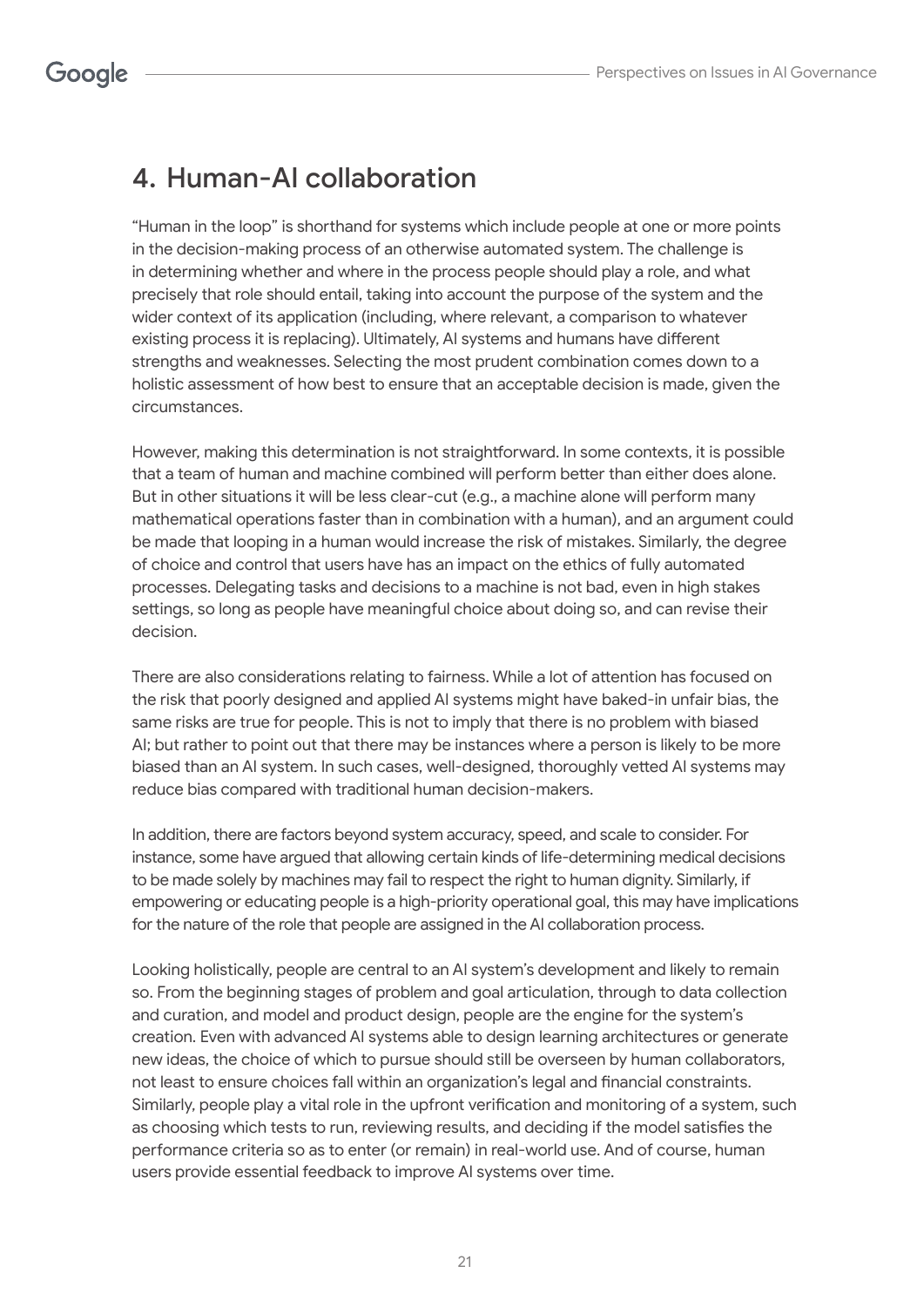## 4. Human-AI collaboration

"Human in the loop" is shorthand for systems which include people at one or more points in the decision-making process of an otherwise automated system. The challenge is in determining whether and where in the process people should play a role, and what precisely that role should entail, taking into account the purpose of the system and the wider context of its application (including, where relevant, a comparison to whatever existing process it is replacing). Ultimately, AI systems and humans have different strengths and weaknesses. Selecting the most prudent combination comes down to a holistic assessment of how best to ensure that an acceptable decision is made, given the circumstances.

However, making this determination is not straightforward. In some contexts, it is possible that a team of human and machine combined will perform better than either does alone. But in other situations it will be less clear-cut (e.g., a machine alone will perform many mathematical operations faster than in combination with a human), and an argument could be made that looping in a human would increase the risk of mistakes. Similarly, the degree of choice and control that users have has an impact on the ethics of fully automated processes. Delegating tasks and decisions to a machine is not bad, even in high stakes settings, so long as people have meaningful choice about doing so, and can revise their decision.

There are also considerations relating to fairness. While a lot of attention has focused on the risk that poorly designed and applied AI systems might have baked-in unfair bias, the same risks are true for people. This is not to imply that there is no problem with biased AI; but rather to point out that there may be instances where a person is likely to be more biased than an AI system. In such cases, well-designed, thoroughly vetted AI systems may reduce bias compared with traditional human decision-makers.

In addition, there are factors beyond system accuracy, speed, and scale to consider. For instance, some have argued that allowing certain kinds of life-determining medical decisions to be made solely by machines may fail to respect the right to human dignity. Similarly, if empowering or educating people is a high-priority operational goal, this may have implications for the nature of the role that people are assigned in the AI collaboration process.

Looking holistically, people are central to an AI system's development and likely to remain so. From the beginning stages of problem and goal articulation, through to data collection and curation, and model and product design, people are the engine for the system's creation. Even with advanced AI systems able to design learning architectures or generate new ideas, the choice of which to pursue should still be overseen by human collaborators, not least to ensure choices fall within an organization's legal and financial constraints. Similarly, people play a vital role in the upfront verification and monitoring of a system, such as choosing which tests to run, reviewing results, and deciding if the model satisfies the performance criteria so as to enter (or remain) in real-world use. And of course, human users provide essential feedback to improve AI systems over time.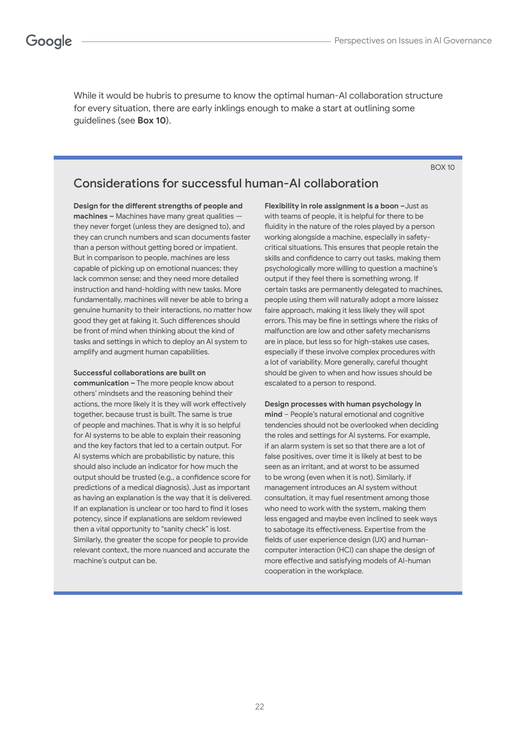While it would be hubris to presume to know the optimal human-AI collaboration structure for every situation, there are early inklings enough to make a start at outlining some guidelines (see **Box 10**).

BOX 10

## Considerations for successful human-AI collaboration

**Design for the different strengths of people and machines –** Machines have many great qualities — they never forget (unless they are designed to), and they can crunch numbers and scan documents faster than a person without getting bored or impatient. But in comparison to people, machines are less capable of picking up on emotional nuances; they lack common sense; and they need more detailed instruction and hand-holding with new tasks. More fundamentally, machines will never be able to bring a genuine humanity to their interactions, no matter how good they get at faking it. Such differences should be front of mind when thinking about the kind of tasks and settings in which to deploy an AI system to amplify and augment human capabilities.

**Successful collaborations are built on communication –** The more people know about others' mindsets and the reasoning behind their actions, the more likely it is they will work effectively together, because trust is built. The same is true of people and machines. That is why it is so helpful for AI systems to be able to explain their reasoning and the key factors that led to a certain output. For AI systems which are probabilistic by nature, this should also include an indicator for how much the output should be trusted (e.g., a confidence score for predictions of a medical diagnosis). Just as important as having an explanation is the way that it is delivered. If an explanation is unclear or too hard to find it loses potency, since if explanations are seldom reviewed then a vital opportunity to "sanity check" is lost. Similarly, the greater the scope for people to provide relevant context, the more nuanced and accurate the machine's output can be.

**Flexibility in role assignment is a boon –** Just as with teams of people, it is helpful for there to be fluidity in the nature of the roles played by a person working alongside a machine, especially in safety-critical situations. This ensures that people retain the skills and confidence to carry out tasks, making them psychologically more willing to question a machine's output if they feel there is something wrong. If certain tasks are permanently delegated to machines, people using them will naturally adopt a more laissez faire approach, making it less likely they will spot errors. This may be fine in settings where the risks of malfunction are low and other safety mechanisms are in place, but less so for high-stakes use cases, especially if these involve complex procedures with a lot of variability. More generally, careful thought should be given to when and how issues should be escalated to a person to respond.

**Design processes with human psychology in mind** – People's natural emotional and cognitive tendencies should not be overlooked when deciding the roles and settings for AI systems. For example, if an alarm system is set so that there are a lot of false positives, over time it is likely at best to be seen as an irritant, and at worst to be assumed to be wrong (even when it is not). Similarly, if management introduces an AI system without consultation, it may fuel resentment among those who need to work with the system, making them less engaged and maybe even inclined to seek ways to sabotage its effectiveness. Expertise from the fields of user experience design (UX) and human-computer interaction (HCI) can shape the design of more effective and satisfying models of AI-human cooperation in the workplace.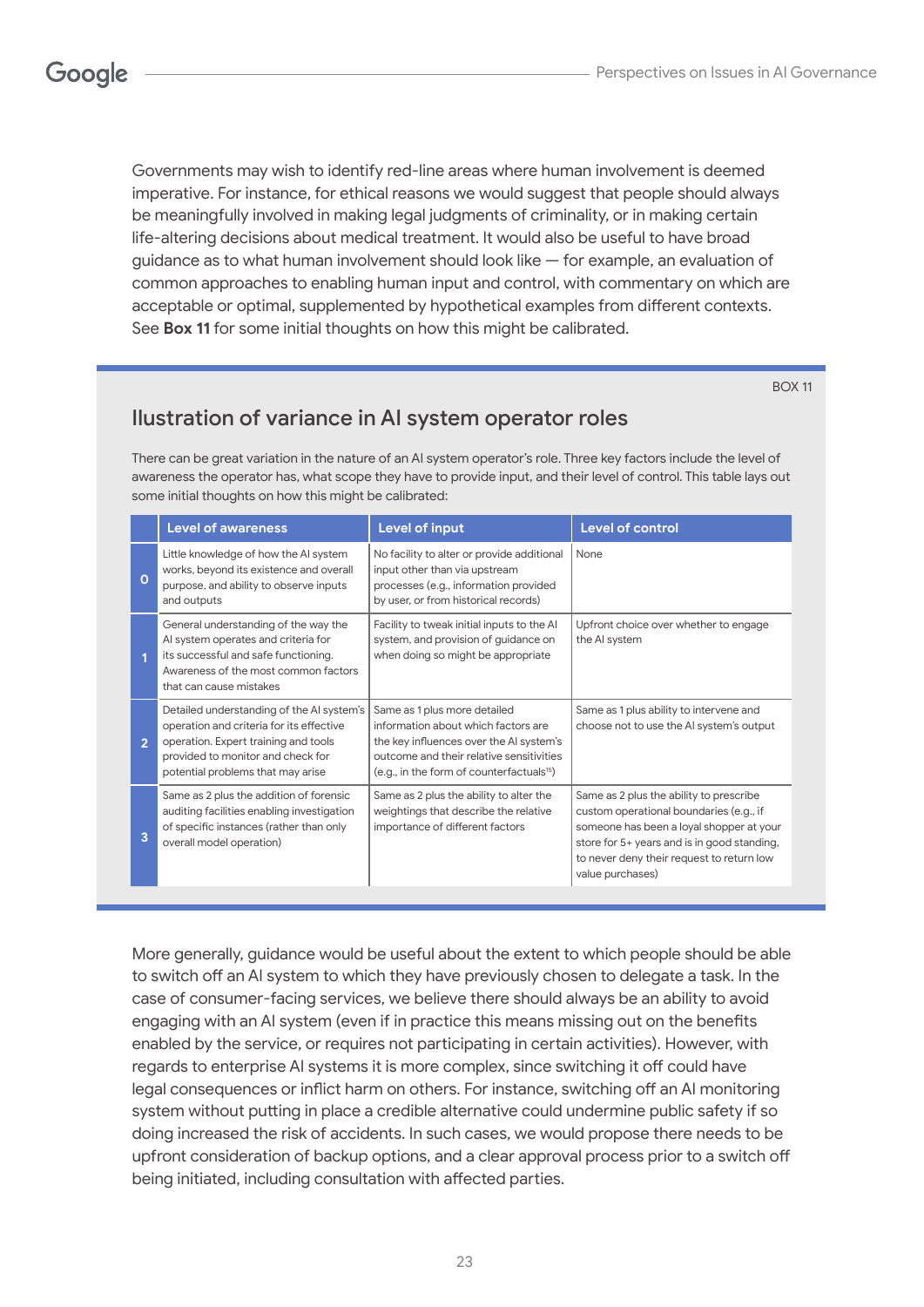Governments may wish to identify red-line areas where human involvement is deemed imperative. For instance, for ethical reasons we would suggest that people should always be meaningfully involved in making legal judgments of criminality, or in making certain life-altering decisions about medical treatment. It would also be useful to have broad guidance as to what human involvement should look like — for example, an evaluation of common approaches to enabling human input and control, with commentary on which are acceptable or optimal, supplemented by hypothetical examples from different contexts. See **Box 11** for some initial thoughts on how this might be calibrated.

BOX 11

## Ilustration of variance in AI system operator roles

There can be great variation in the nature of an AI system operator's role. Three key factors include the level of awareness the operator has, what scope they have to provide input, and their level of control. This table lays out some initial thoughts on how this might be calibrated:

| | Level of awareness | Level of input | Level of control |
|---|---|---|---|
| 0 | Little knowledge of how the AI system works, beyond its existence and overall purpose, and ability to observe inputs and outputs | No facility to alter or provide additional input other than via upstream processes (e.g., information provided by user, or from historical records) | None |
| 1 | General understanding of the way the AI system operates and criteria for its successful and safe functioning. Awareness of the most common factors that can cause mistakes | Facility to tweak initial inputs to the AI system, and provision of guidance on when doing so might be appropriate | Upfront choice over whether to engage the AI system |
| 2 | Detailed understanding of the AI system's operation and criteria for its effective operation. Expert training and tools provided to monitor and check for potential problems that may arise | Same as 1 plus more detailed information about which factors are the key influences over the AI system's outcome and their relative sensitivities (e.g., in the form of counterfactuals[15]) | Same as 1 plus ability to intervene and choose not to use the AI system's output |
| 3 | Same as 2 plus the addition of forensic auditing facilities enabling investigation of specific instances (rather than only overall model operation) | Same as 2 plus the ability to alter the weightings that describe the relative importance of different factors | Same as 2 plus the ability to prescribe custom operational boundaries (e.g., if someone has been a loyal shopper at your store for 5+ years and is in good standing, to never deny their request to return low value purchases) |

More generally, guidance would be useful about the extent to which people should be able to switch off an AI system to which they have previously chosen to delegate a task. In the case of consumer-facing services, we believe there should always be an ability to avoid engaging with an AI system (even if in practice this means missing out on the benefits enabled by the service, or requires not participating in certain activities). However, with regards to enterprise AI systems it is more complex, since switching it off could have legal consequences or inflict harm on others. For instance, switching off an AI monitoring system without putting in place a credible alternative could undermine public safety if so doing increased the risk of accidents. In such cases, we would propose there needs to be upfront consideration of backup options, and a clear approval process prior to a switch off being initiated, including consultation with affected parties.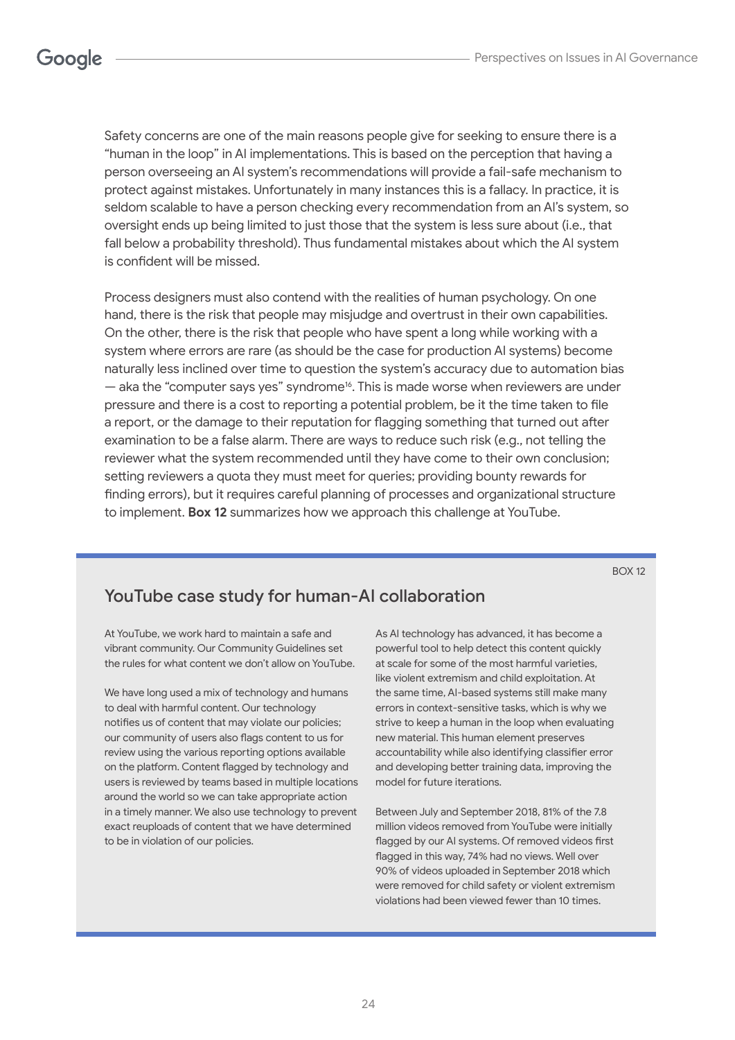Safety concerns are one of the main reasons people give for seeking to ensure there is a "human in the loop" in AI implementations. This is based on the perception that having a person overseeing an AI system's recommendations will provide a fail-safe mechanism to protect against mistakes. Unfortunately in many instances this is a fallacy. In practice, it is seldom scalable to have a person checking every recommendation from an AI's system, so oversight ends up being limited to just those that the system is less sure about (i.e., that fall below a probability threshold). Thus fundamental mistakes about which the AI system is confident will be missed.

Process designers must also contend with the realities of human psychology. On one hand, there is the risk that people may misjudge and overtrust in their own capabilities. On the other, there is the risk that people who have spent a long while working with a system where errors are rare (as should be the case for production AI systems) become naturally less inclined over time to question the system's accuracy due to automation bias — aka the "computer says yes" syndrome[16]. This is made worse when reviewers are under pressure and there is a cost to reporting a potential problem, be it the time taken to file a report, or the damage to their reputation for flagging something that turned out after examination to be a false alarm. There are ways to reduce such risk (e.g., not telling the reviewer what the system recommended until they have come to their own conclusion; setting reviewers a quota they must meet for queries; providing bounty rewards for finding errors), but it requires careful planning of processes and organizational structure to implement. **Box 12** summarizes how we approach this challenge at YouTube.

BOX 12

## YouTube case study for human-AI collaboration

At YouTube, we work hard to maintain a safe and vibrant community. Our Community Guidelines set the rules for what content we don't allow on YouTube.

We have long used a mix of technology and humans to deal with harmful content. Our technology notifies us of content that may violate our policies; our community of users also flags content to us for review using the various reporting options available on the platform. Content flagged by technology and users is reviewed by teams based in multiple locations around the world so we can take appropriate action in a timely manner. We also use technology to prevent exact reuploads of content that we have determined to be in violation of our policies.

As AI technology has advanced, it has become a powerful tool to help detect this content quickly at scale for some of the most harmful varieties, like violent extremism and child exploitation. At the same time, AI-based systems still make many errors in context-sensitive tasks, which is why we strive to keep a human in the loop when evaluating new material. This human element preserves accountability while also identifying classifier error and developing better training data, improving the model for future iterations.

Between July and September 2018, 81% of the 7.8 million videos removed from YouTube were initially flagged by our AI systems. Of removed videos first flagged in this way, 74% had no views. Well over 90% of videos uploaded in September 2018 which were removed for child safety or violent extremism violations had been viewed fewer than 10 times.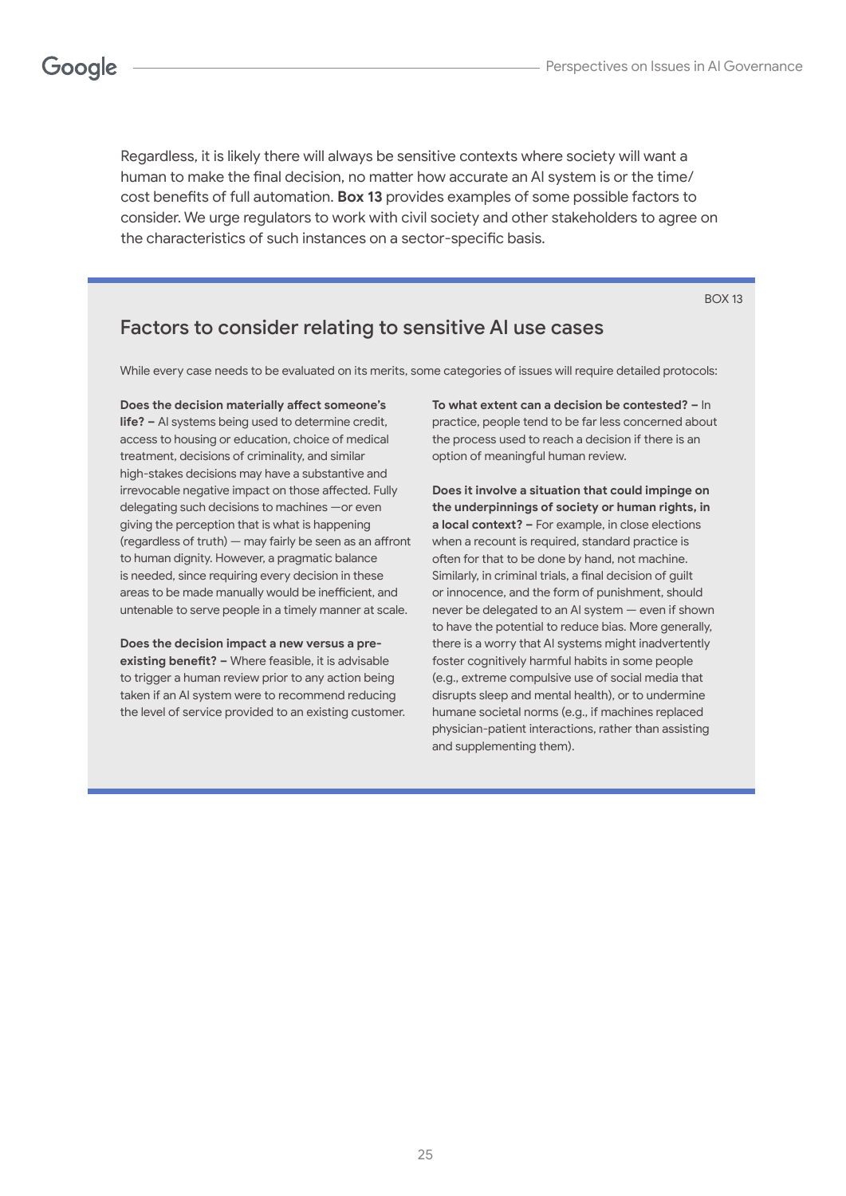Regardless, it is likely there will always be sensitive contexts where society will want a human to make the final decision, no matter how accurate an AI system is or the time/cost benefits of full automation. **Box 13** provides examples of some possible factors to consider. We urge regulators to work with civil society and other stakeholders to agree on the characteristics of such instances on a sector-specific basis.

BOX 13

## Factors to consider relating to sensitive AI use cases

While every case needs to be evaluated on its merits, some categories of issues will require detailed protocols:

**Does the decision materially affect someone's life? –** AI systems being used to determine credit, access to housing or education, choice of medical treatment, decisions of criminality, and similar high-stakes decisions may have a substantive and irrevocable negative impact on those affected. Fully delegating such decisions to machines —or even giving the perception that is what is happening (regardless of truth) — may fairly be seen as an affront to human dignity. However, a pragmatic balance is needed, since requiring every decision in these areas to be made manually would be inefficient, and untenable to serve people in a timely manner at scale.

**Does the decision impact a new versus a pre-existing benefit? –** Where feasible, it is advisable to trigger a human review prior to any action being taken if an AI system were to recommend reducing the level of service provided to an existing customer.

**To what extent can a decision be contested? –** In practice, people tend to be far less concerned about the process used to reach a decision if there is an option of meaningful human review.

**Does it involve a situation that could impinge on the underpinnings of society or human rights, in a local context? –** For example, in close elections when a recount is required, standard practice is often for that to be done by hand, not machine. Similarly, in criminal trials, a final decision of guilt or innocence, and the form of punishment, should never be delegated to an AI system — even if shown to have the potential to reduce bias. More generally, there is a worry that AI systems might inadvertently foster cognitively harmful habits in some people (e.g., extreme compulsive use of social media that disrupts sleep and mental health), or to undermine humane societal norms (e.g., if machines replaced physician-patient interactions, rather than assisting and supplementing them).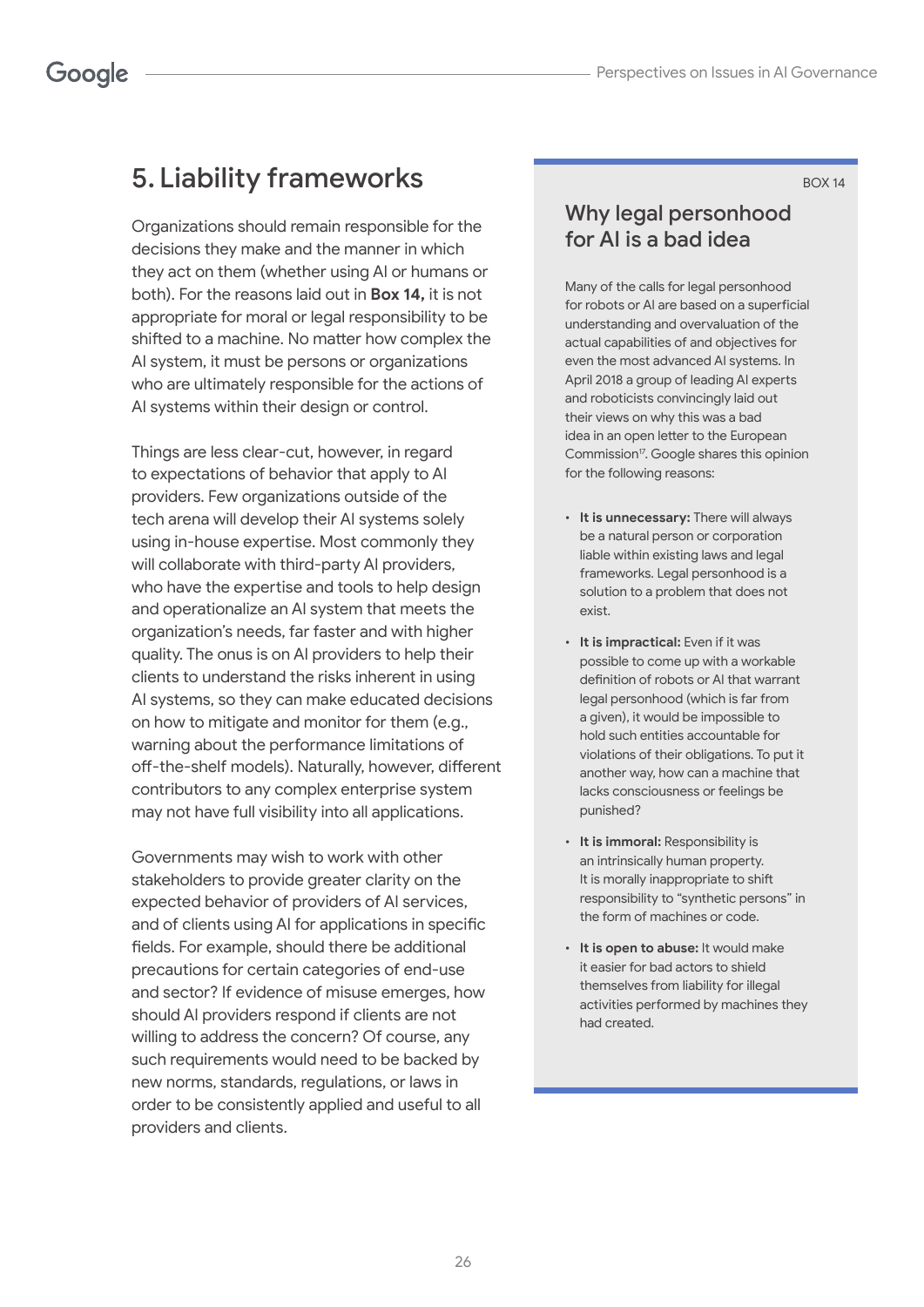## 5. Liability frameworks

Organizations should remain responsible for the decisions they make and the manner in which they act on them (whether using AI or humans or both). For the reasons laid out in **Box 14,** it is not appropriate for moral or legal responsibility to be shifted to a machine. No matter how complex the AI system, it must be persons or organizations who are ultimately responsible for the actions of AI systems within their design or control.

Things are less clear-cut, however, in regard to expectations of behavior that apply to AI providers. Few organizations outside of the tech arena will develop their AI systems solely using in-house expertise. Most commonly they will collaborate with third-party AI providers, who have the expertise and tools to help design and operationalize an AI system that meets the organization's needs, far faster and with higher quality. The onus is on AI providers to help their clients to understand the risks inherent in using AI systems, so they can make educated decisions on how to mitigate and monitor for them (e.g., warning about the performance limitations of off-the-shelf models). Naturally, however, different contributors to any complex enterprise system may not have full visibility into all applications.

Governments may wish to work with other stakeholders to provide greater clarity on the expected behavior of providers of AI services, and of clients using AI for applications in specific fields. For example, should there be additional precautions for certain categories of end-use and sector? If evidence of misuse emerges, how should AI providers respond if clients are not willing to address the concern? Of course, any such requirements would need to be backed by new norms, standards, regulations, or laws in order to be consistently applied and useful to all providers and clients.

BOX 14

### Why legal personhood for AI is a bad idea

Many of the calls for legal personhood for robots or AI are based on a superficial understanding and overvaluation of the actual capabilities of and objectives for even the most advanced AI systems. In April 2018 a group of leading AI experts and roboticists convincingly laid out their views on why this was a bad idea in an open letter to the European Commission[17]. Google shares this opinion for the following reasons:

- **It is unnecessary:** There will always be a natural person or corporation liable within existing laws and legal frameworks. Legal personhood is a solution to a problem that does not exist.
- **It is impractical:** Even if it was possible to come up with a workable definition of robots or AI that warrant legal personhood (which is far from a given), it would be impossible to hold such entities accountable for violations of their obligations. To put it another way, how can a machine that lacks consciousness or feelings be punished?
- **It is immoral:** Responsibility is an intrinsically human property. It is morally inappropriate to shift responsibility to "synthetic persons" in the form of machines or code.
- **It is open to abuse:** It would make it easier for bad actors to shield themselves from liability for illegal activities performed by machines they had created.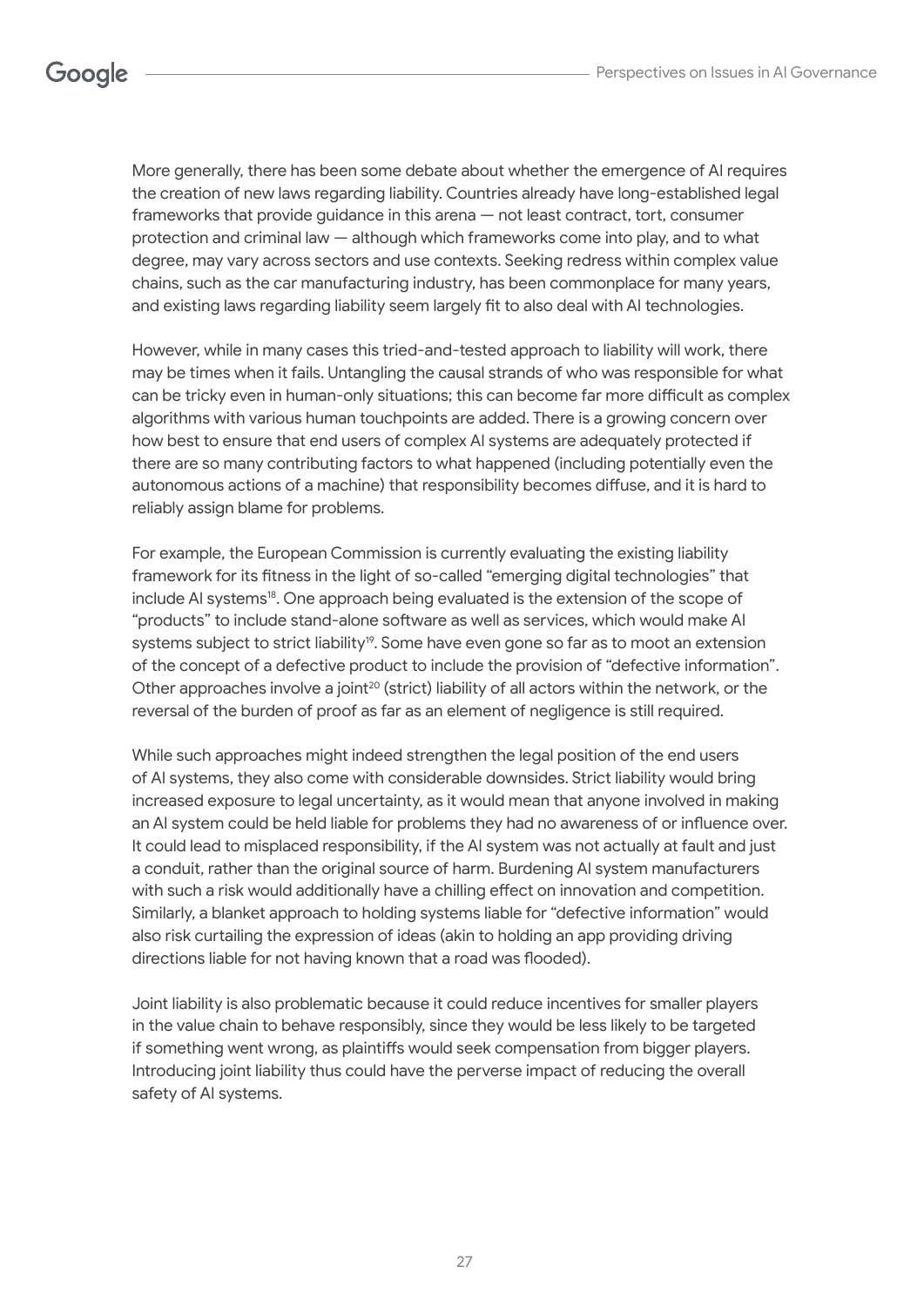More generally, there has been some debate about whether the emergence of AI requires the creation of new laws regarding liability. Countries already have long-established legal frameworks that provide guidance in this arena — not least contract, tort, consumer protection and criminal law — although which frameworks come into play, and to what degree, may vary across sectors and use contexts. Seeking redress within complex value chains, such as the car manufacturing industry, has been commonplace for many years, and existing laws regarding liability seem largely fit to also deal with AI technologies.

However, while in many cases this tried-and-tested approach to liability will work, there may be times when it fails. Untangling the causal strands of who was responsible for what can be tricky even in human-only situations; this can become far more difficult as complex algorithms with various human touchpoints are added. There is a growing concern over how best to ensure that end users of complex AI systems are adequately protected if there are so many contributing factors to what happened (including potentially even the autonomous actions of a machine) that responsibility becomes diffuse, and it is hard to reliably assign blame for problems.

For example, the European Commission is currently evaluating the existing liability framework for its fitness in the light of so-called "emerging digital technologies" that include AI systems[18]. One approach being evaluated is the extension of the scope of "products" to include stand-alone software as well as services, which would make AI systems subject to strict liability[19]. Some have even gone so far as to moot an extension of the concept of a defective product to include the provision of "defective information". Other approaches involve a joint[20] (strict) liability of all actors within the network, or the reversal of the burden of proof as far as an element of negligence is still required.

While such approaches might indeed strengthen the legal position of the end users of AI systems, they also come with considerable downsides. Strict liability would bring increased exposure to legal uncertainty, as it would mean that anyone involved in making an AI system could be held liable for problems they had no awareness of or influence over. It could lead to misplaced responsibility, if the AI system was not actually at fault and just a conduit, rather than the original source of harm. Burdening AI system manufacturers with such a risk would additionally have a chilling effect on innovation and competition. Similarly, a blanket approach to holding systems liable for "defective information" would also risk curtailing the expression of ideas (akin to holding an app providing driving directions liable for not having known that a road was flooded).

Joint liability is also problematic because it could reduce incentives for smaller players in the value chain to behave responsibly, since they would be less likely to be targeted if something went wrong, as plaintiffs would seek compensation from bigger players. Introducing joint liability thus could have the perverse impact of reducing the overall safety of AI systems.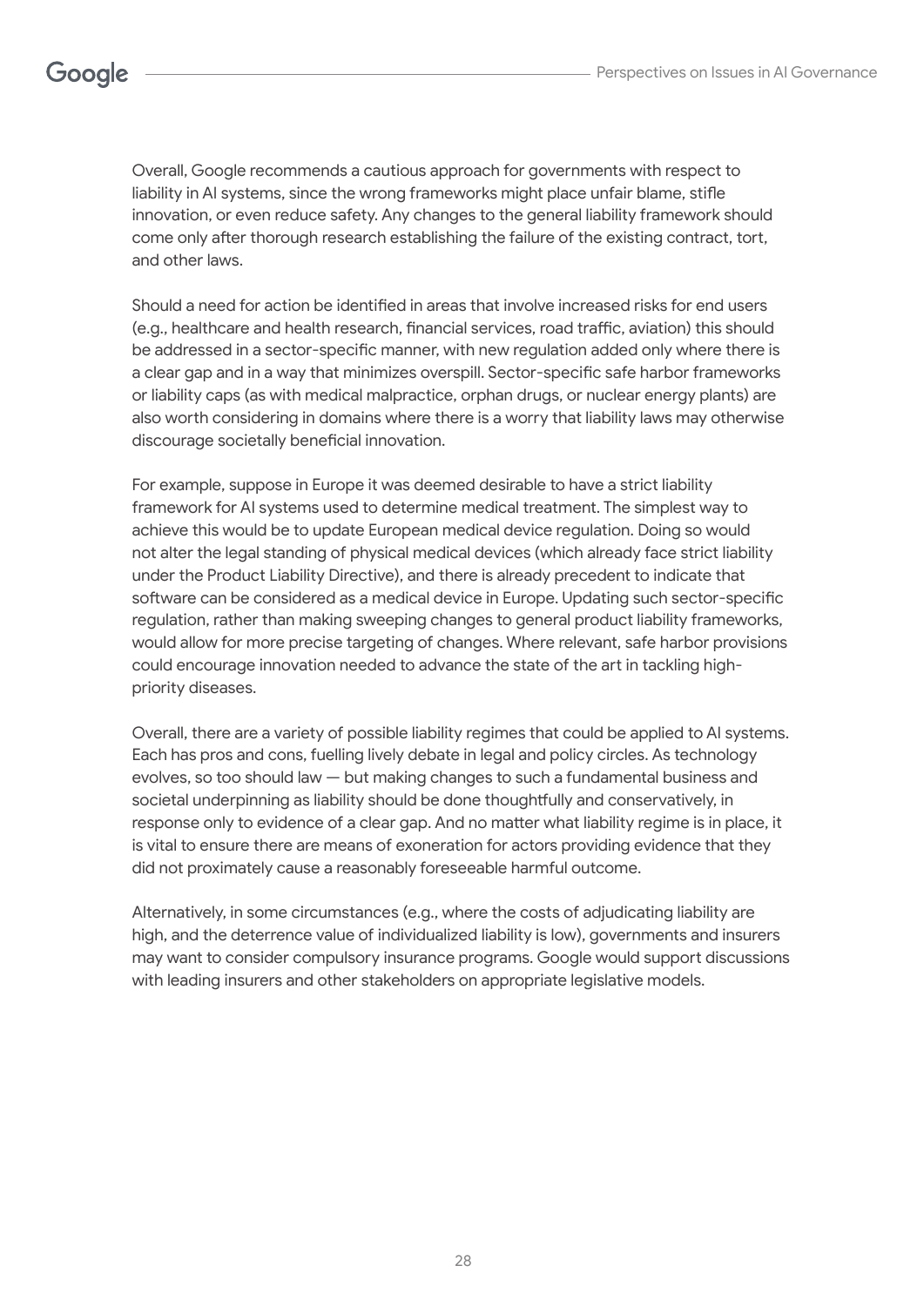Overall, Google recommends a cautious approach for governments with respect to liability in AI systems, since the wrong frameworks might place unfair blame, stifle innovation, or even reduce safety. Any changes to the general liability framework should come only after thorough research establishing the failure of the existing contract, tort, and other laws.

Should a need for action be identified in areas that involve increased risks for end users (e.g., healthcare and health research, financial services, road traffic, aviation) this should be addressed in a sector-specific manner, with new regulation added only where there is a clear gap and in a way that minimizes overspill. Sector-specific safe harbor frameworks or liability caps (as with medical malpractice, orphan drugs, or nuclear energy plants) are also worth considering in domains where there is a worry that liability laws may otherwise discourage societally beneficial innovation.

For example, suppose in Europe it was deemed desirable to have a strict liability framework for AI systems used to determine medical treatment. The simplest way to achieve this would be to update European medical device regulation. Doing so would not alter the legal standing of physical medical devices (which already face strict liability under the Product Liability Directive), and there is already precedent to indicate that software can be considered as a medical device in Europe. Updating such sector-specific regulation, rather than making sweeping changes to general product liability frameworks, would allow for more precise targeting of changes. Where relevant, safe harbor provisions could encourage innovation needed to advance the state of the art in tackling high-priority diseases.

Overall, there are a variety of possible liability regimes that could be applied to AI systems. Each has pros and cons, fuelling lively debate in legal and policy circles. As technology evolves, so too should law — but making changes to such a fundamental business and societal underpinning as liability should be done thoughtfully and conservatively, in response only to evidence of a clear gap. And no matter what liability regime is in place, it is vital to ensure there are means of exoneration for actors providing evidence that they did not proximately cause a reasonably foreseeable harmful outcome.

Alternatively, in some circumstances (e.g., where the costs of adjudicating liability are high, and the deterrence value of individualized liability is low), governments and insurers may want to consider compulsory insurance programs. Google would support discussions with leading insurers and other stakeholders on appropriate legislative models.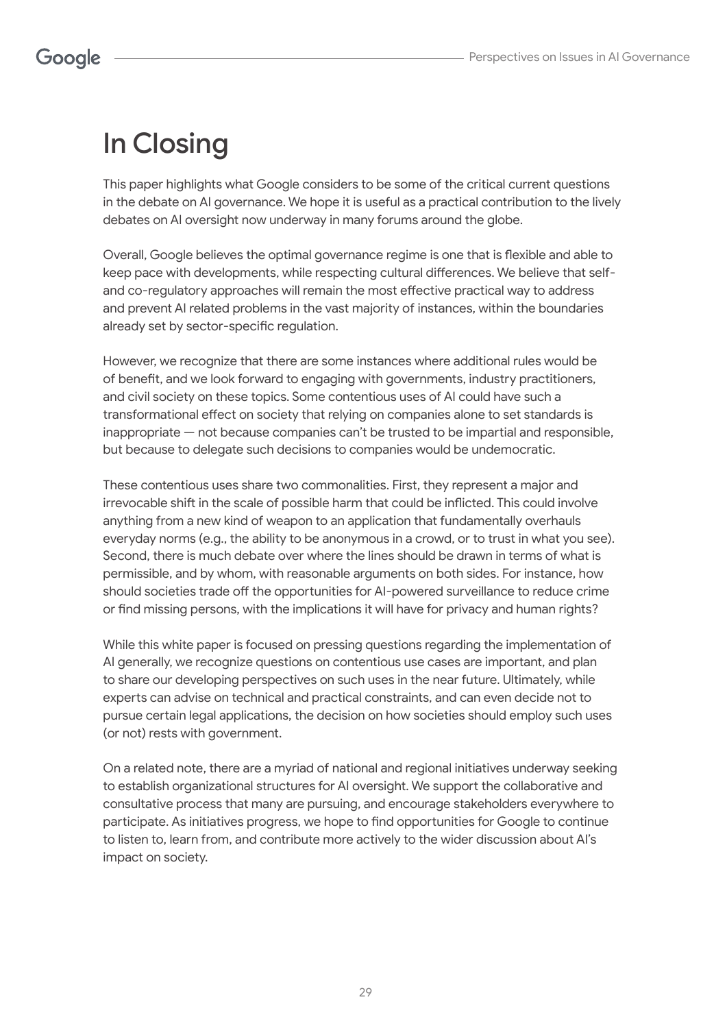# In Closing

This paper highlights what Google considers to be some of the critical current questions in the debate on AI governance. We hope it is useful as a practical contribution to the lively debates on AI oversight now underway in many forums around the globe.

Overall, Google believes the optimal governance regime is one that is flexible and able to keep pace with developments, while respecting cultural differences. We believe that self- and co-regulatory approaches will remain the most effective practical way to address and prevent AI related problems in the vast majority of instances, within the boundaries already set by sector-specific regulation.

However, we recognize that there are some instances where additional rules would be of benefit, and we look forward to engaging with governments, industry practitioners, and civil society on these topics. Some contentious uses of AI could have such a transformational effect on society that relying on companies alone to set standards is inappropriate — not because companies can't be trusted to be impartial and responsible, but because to delegate such decisions to companies would be undemocratic.

These contentious uses share two commonalities. First, they represent a major and irrevocable shift in the scale of possible harm that could be inflicted. This could involve anything from a new kind of weapon to an application that fundamentally overhauls everyday norms (e.g., the ability to be anonymous in a crowd, or to trust in what you see). Second, there is much debate over where the lines should be drawn in terms of what is permissible, and by whom, with reasonable arguments on both sides. For instance, how should societies trade off the opportunities for AI-powered surveillance to reduce crime or find missing persons, with the implications it will have for privacy and human rights?

While this white paper is focused on pressing questions regarding the implementation of AI generally, we recognize questions on contentious use cases are important, and plan to share our developing perspectives on such uses in the near future. Ultimately, while experts can advise on technical and practical constraints, and can even decide not to pursue certain legal applications, the decision on how societies should employ such uses (or not) rests with government.

On a related note, there are a myriad of national and regional initiatives underway seeking to establish organizational structures for AI oversight. We support the collaborative and consultative process that many are pursuing, and encourage stakeholders everywhere to participate. As initiatives progress, we hope to find opportunities for Google to continue to listen to, learn from, and contribute more actively to the wider discussion about AI's impact on society.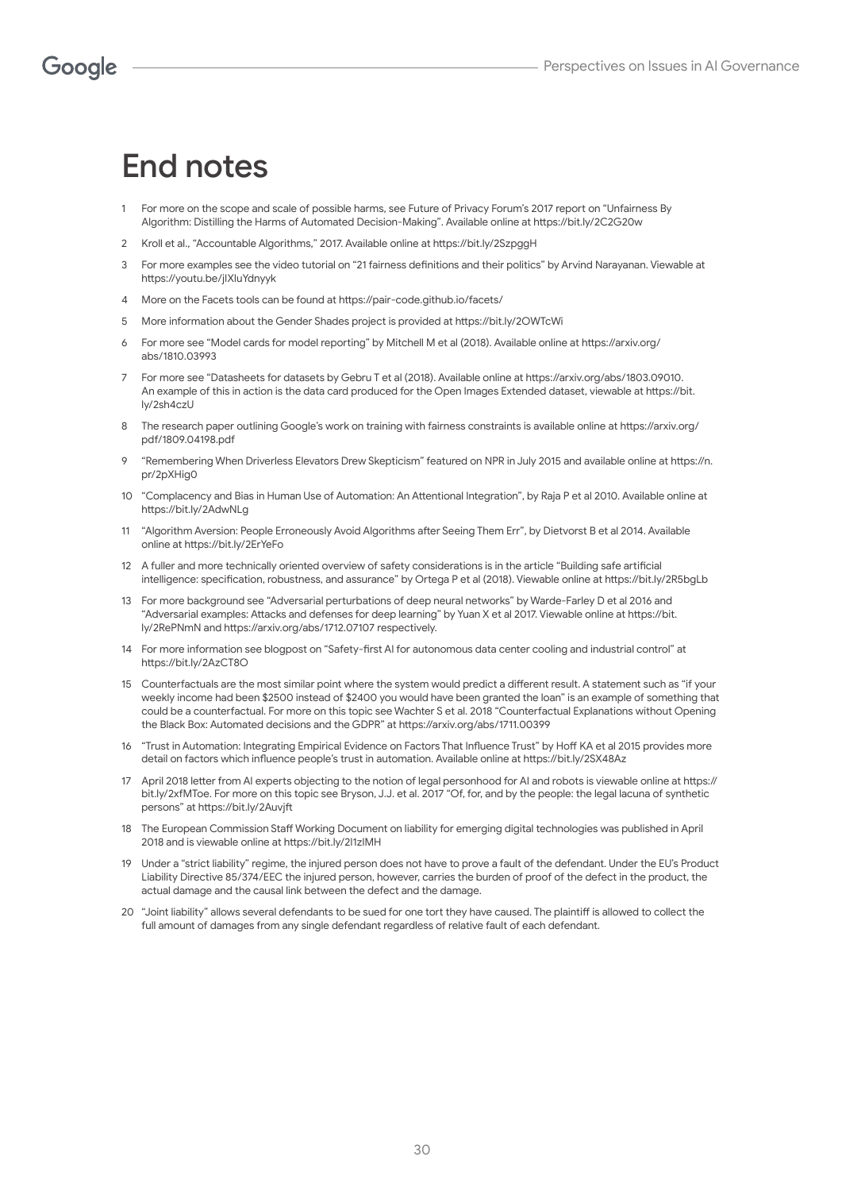# End notes

1. For more on the scope and scale of possible harms, see Future of Privacy Forum's 2017 report on "Unfairness By Algorithm: Distilling the Harms of Automated Decision-Making". Available online at https://bit.ly/2C2G20w
2. Kroll et al., "Accountable Algorithms," 2017. Available online at https://bit.ly/2SzpggH
3. For more examples see the video tutorial on "21 fairness definitions and their politics" by Arvind Narayanan. Viewable at https://youtu.be/jIXIuYdnyyk
4. More on the Facets tools can be found at https://pair-code.github.io/facets/
5. More information about the Gender Shades project is provided at https://bit.ly/2OWTcWi
6. For more see "Model cards for model reporting" by Mitchell M et al (2018). Available online at https://arxiv.org/abs/1810.03993
7. For more see "Datasheets for datasets by Gebru T et al (2018). Available online at https://arxiv.org/abs/1803.09010. An example of this in action is the data card produced for the Open Images Extended dataset, viewable at https://bit.ly/2sh4czU
8. The research paper outlining Google's work on training with fairness constraints is available online at https://arxiv.org/pdf/1809.04198.pdf
9. "Remembering When Driverless Elevators Drew Skepticism" featured on NPR in July 2015 and available online at https://n.pr/2pXHig0
10. "Complacency and Bias in Human Use of Automation: An Attentional Integration", by Raja P et al 2010. Available online at https://bit.ly/2AdwNLg
11. "Algorithm Aversion: People Erroneously Avoid Algorithms after Seeing Them Err", by Dietvorst B et al 2014. Available online at https://bit.ly/2ErYeFo
12. A fuller and more technically oriented overview of safety considerations is in the article "Building safe artificial intelligence: specification, robustness, and assurance" by Ortega P et al (2018). Viewable online at https://bit.ly/2R5bgLb
13. For more background see "Adversarial perturbations of deep neural networks" by Warde-Farley D et al 2016 and "Adversarial examples: Attacks and defenses for deep learning" by Yuan X et al 2017. Viewable online at https://bit.ly/2RePNmN and https://arxiv.org/abs/1712.07107 respectively.
14. For more information see blogpost on "Safety-first AI for autonomous data center cooling and industrial control" at https://bit.ly/2AzCT8O
15. Counterfactuals are the most similar point where the system would predict a different result. A statement such as "if your weekly income had been $2500 instead of $2400 you would have been granted the loan" is an example of something that could be a counterfactual. For more on this topic see Wachter S et al. 2018 "Counterfactual Explanations without Opening the Black Box: Automated decisions and the GDPR" at https://arxiv.org/abs/1711.00399
16. "Trust in Automation: Integrating Empirical Evidence on Factors That Influence Trust" by Hoff KA et al 2015 provides more detail on factors which influence people's trust in automation. Available online at https://bit.ly/2SX48Az
17. April 2018 letter from AI experts objecting to the notion of legal personhood for AI and robots is viewable online at https://bit.ly/2xfMToe. For more on this topic see Bryson, J.J. et al. 2017 "Of, for, and by the people: the legal lacuna of synthetic persons" at https://bit.ly/2Auvjft
18. The European Commission Staff Working Document on liability for emerging digital technologies was published in April 2018 and is viewable online at https://bit.ly/2I1zIMH
19. Under a "strict liability" regime, the injured person does not have to prove a fault of the defendant. Under the EU's Product Liability Directive 85/374/EEC the injured person, however, carries the burden of proof of the defect in the product, the actual damage and the causal link between the defect and the damage.
20. "Joint liability" allows several defendants to be sued for one tort they have caused. The plaintiff is allowed to collect the full amount of damages from any single defendant regardless of relative fault of each defendant.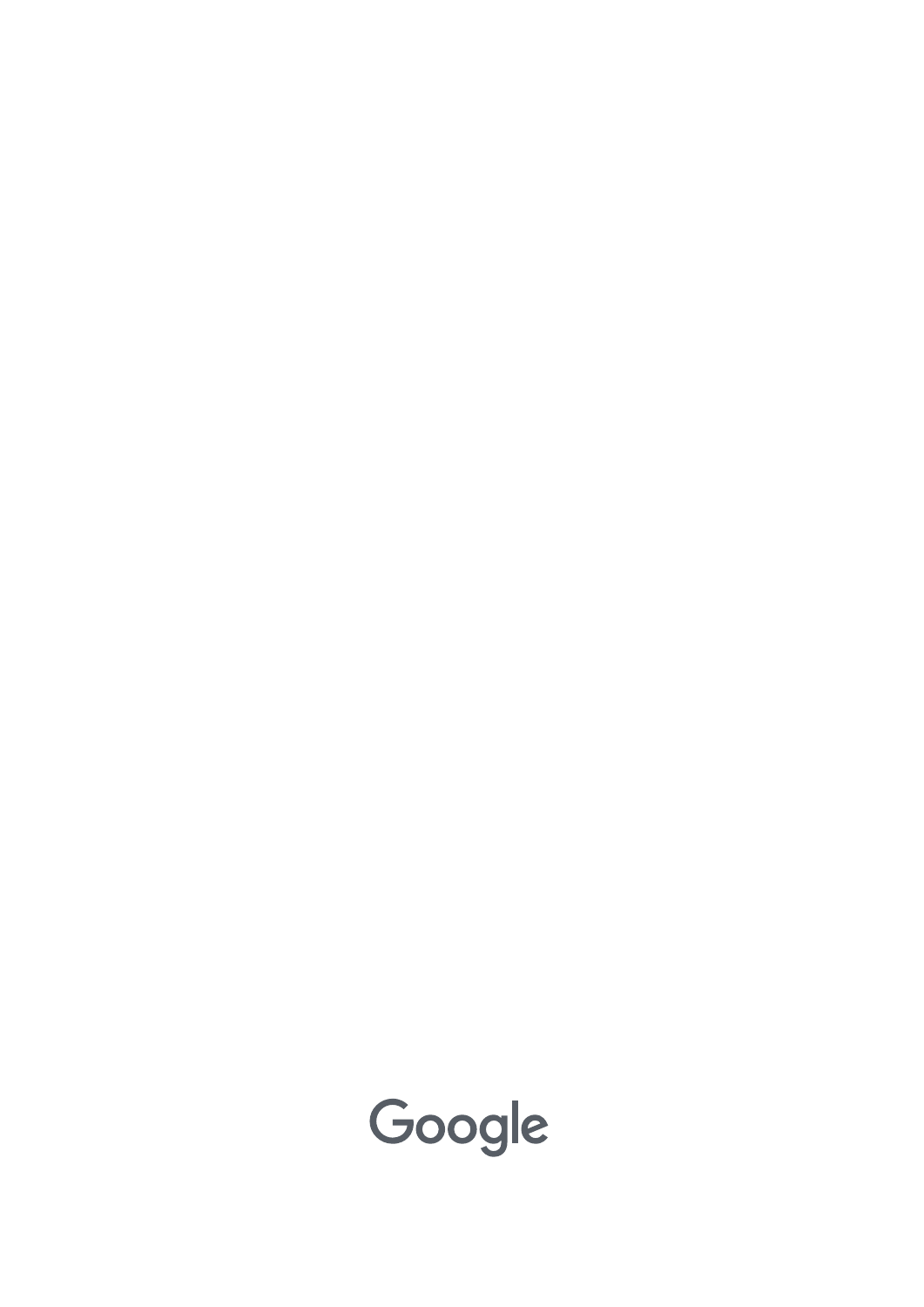Google